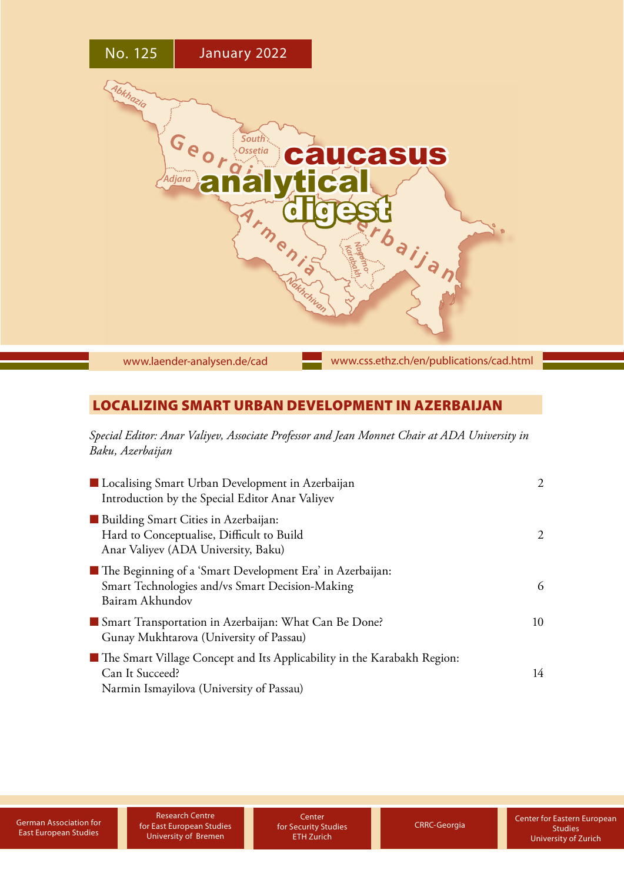No. 125 January 2022

# caucasus analytical digest

www.laender-analysen.de/cad www.css.ethz.ch/en/publications/cad.html

## LOCALIZING SMART URBAN DEVELOPMENT IN AZERBAIJAN

*Special Editor: Anar Valiyev, Associate Professor and Jean Monnet Chair at ADA University in Baku, Azerbaijan*

- Localising Smart Urban Development in Azerbaijan
  Introduction by the Special Editor Anar Valiyev — 2
- Building Smart Cities in Azerbaijan:
  Hard to Conceptualise, Difficult to Build
  Anar Valiyev (ADA University, Baku) — 2
- The Beginning of a 'Smart Development Era' in Azerbaijan:
  Smart Technologies and/vs Smart Decision-Making
  Bairam Akhundov — 6
- Smart Transportation in Azerbaijan: What Can Be Done?
  Gunay Mukhtarova (University of Passau) — 10
- The Smart Village Concept and Its Applicability in the Karabakh Region:
  Can It Succeed?
  Narmin Ismayilova (University of Passau) — 14

German Association for East European Studies | Research Centre for East European Studies University of Bremen | Center for Security Studies ETH Zurich | CRRC-Georgia | Center for Eastern European Studies University of Zurich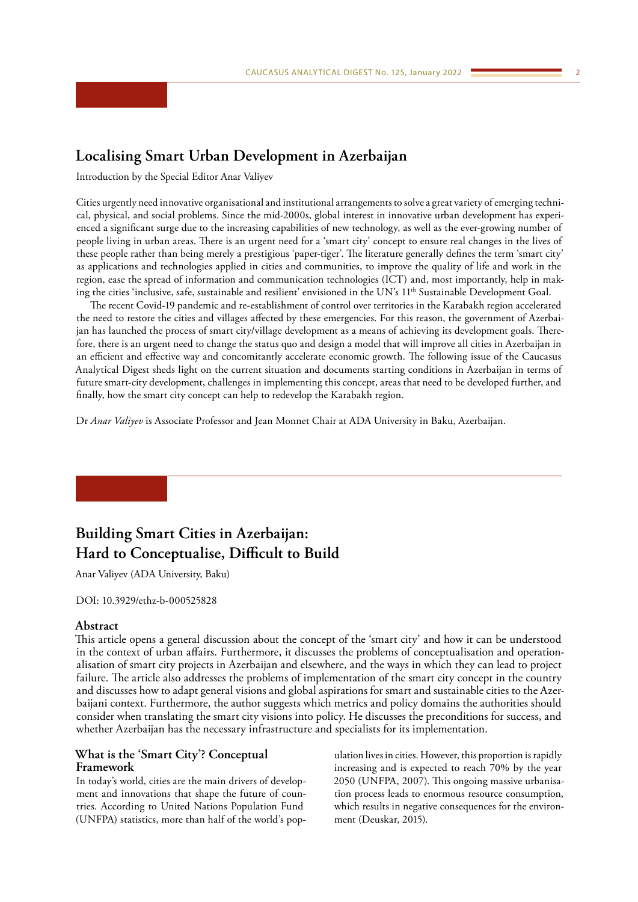## Localising Smart Urban Development in Azerbaijan

Introduction by the Special Editor Anar Valiyev

Cities urgently need innovative organisational and institutional arrangements to solve a great variety of emerging technical, physical, and social problems. Since the mid-2000s, global interest in innovative urban development has experienced a significant surge due to the increasing capabilities of new technology, as well as the ever-growing number of people living in urban areas. There is an urgent need for a 'smart city' concept to ensure real changes in the lives of these people rather than being merely a prestigious 'paper-tiger'. The literature generally defines the term 'smart city' as applications and technologies applied in cities and communities, to improve the quality of life and work in the region, ease the spread of information and communication technologies (ICT) and, most importantly, help in making the cities 'inclusive, safe, sustainable and resilient' envisioned in the UN's 11th Sustainable Development Goal.

The recent Covid-19 pandemic and re-establishment of control over territories in the Karabakh region accelerated the need to restore the cities and villages affected by these emergencies. For this reason, the government of Azerbaijan has launched the process of smart city/village development as a means of achieving its development goals. Therefore, there is an urgent need to change the status quo and design a model that will improve all cities in Azerbaijan in an efficient and effective way and concomitantly accelerate economic growth. The following issue of the Caucasus Analytical Digest sheds light on the current situation and documents starting conditions in Azerbaijan in terms of future smart-city development, challenges in implementing this concept, areas that need to be developed further, and finally, how the smart city concept can help to redevelop the Karabakh region.

Dr *Anar Valiyev* is Associate Professor and Jean Monnet Chair at ADA University in Baku, Azerbaijan.

## Building Smart Cities in Azerbaijan: Hard to Conceptualise, Difficult to Build

Anar Valiyev (ADA University, Baku)

DOI: 10.3929/ethz-b-000525828

### Abstract

This article opens a general discussion about the concept of the 'smart city' and how it can be understood in the context of urban affairs. Furthermore, it discusses the problems of conceptualisation and operationalisation of smart city projects in Azerbaijan and elsewhere, and the ways in which they can lead to project failure. The article also addresses the problems of implementation of the smart city concept in the country and discusses how to adapt general visions and global aspirations for smart and sustainable cities to the Azerbaijani context. Furthermore, the author suggests which metrics and policy domains the authorities should consider when translating the smart city visions into policy. He discusses the preconditions for success, and whether Azerbaijan has the necessary infrastructure and specialists for its implementation.

### What is the 'Smart City'? Conceptual Framework

In today's world, cities are the main drivers of development and innovations that shape the future of countries. According to United Nations Population Fund (UNFPA) statistics, more than half of the world's population lives in cities. However, this proportion is rapidly increasing and is expected to reach 70% by the year 2050 (UNFPA, 2007). This ongoing massive urbanisation process leads to enormous resource consumption, which results in negative consequences for the environment (Deuskar, 2015).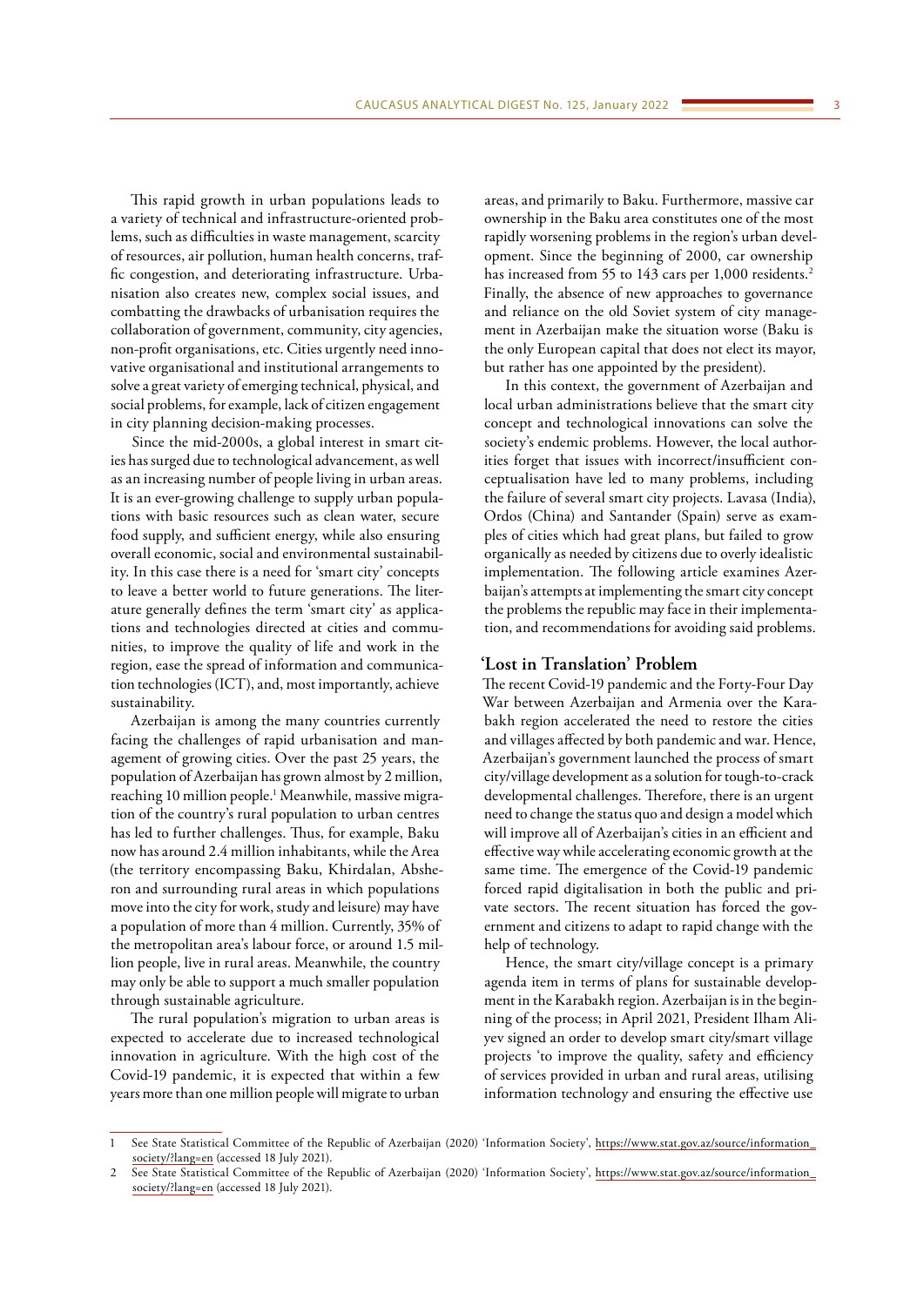This rapid growth in urban populations leads to a variety of technical and infrastructure-oriented problems, such as difficulties in waste management, scarcity of resources, air pollution, human health concerns, traffic congestion, and deteriorating infrastructure. Urbanisation also creates new, complex social issues, and combatting the drawbacks of urbanisation requires the collaboration of government, community, city agencies, non-profit organisations, etc. Cities urgently need innovative organisational and institutional arrangements to solve a great variety of emerging technical, physical, and social problems, for example, lack of citizen engagement in city planning decision-making processes.

Since the mid-2000s, a global interest in smart cities has surged due to technological advancement, as well as an increasing number of people living in urban areas. It is an ever-growing challenge to supply urban populations with basic resources such as clean water, secure food supply, and sufficient energy, while also ensuring overall economic, social and environmental sustainability. In this case there is a need for 'smart city' concepts to leave a better world to future generations. The literature generally defines the term 'smart city' as applications and technologies directed at cities and communities, to improve the quality of life and work in the region, ease the spread of information and communication technologies (ICT), and, most importantly, achieve sustainability.

Azerbaijan is among the many countries currently facing the challenges of rapid urbanisation and management of growing cities. Over the past 25 years, the population of Azerbaijan has grown almost by 2 million, reaching 10 million people.[1] Meanwhile, massive migration of the country's rural population to urban centres has led to further challenges. Thus, for example, Baku now has around 2.4 million inhabitants, while the Area (the territory encompassing Baku, Khirdalan, Absheron and surrounding rural areas in which populations move into the city for work, study and leisure) may have a population of more than 4 million. Currently, 35% of the metropolitan area's labour force, or around 1.5 million people, live in rural areas. Meanwhile, the country may only be able to support a much smaller population through sustainable agriculture.

The rural population's migration to urban areas is expected to accelerate due to increased technological innovation in agriculture. With the high cost of the Covid-19 pandemic, it is expected that within a few years more than one million people will migrate to urban areas, and primarily to Baku. Furthermore, massive car ownership in the Baku area constitutes one of the most rapidly worsening problems in the region's urban development. Since the beginning of 2000, car ownership has increased from 55 to 143 cars per 1,000 residents.[2] Finally, the absence of new approaches to governance and reliance on the old Soviet system of city management in Azerbaijan make the situation worse (Baku is the only European capital that does not elect its mayor, but rather has one appointed by the president).

In this context, the government of Azerbaijan and local urban administrations believe that the smart city concept and technological innovations can solve the society's endemic problems. However, the local authorities forget that issues with incorrect/insufficient conceptualisation have led to many problems, including the failure of several smart city projects. Lavasa (India), Ordos (China) and Santander (Spain) serve as examples of cities which had great plans, but failed to grow organically as needed by citizens due to overly idealistic implementation. The following article examines Azerbaijan's attempts at implementing the smart city concept the problems the republic may face in their implementation, and recommendations for avoiding said problems.

## 'Lost in Translation' Problem

The recent Covid-19 pandemic and the Forty-Four Day War between Azerbaijan and Armenia over the Karabakh region accelerated the need to restore the cities and villages affected by both pandemic and war. Hence, Azerbaijan's government launched the process of smart city/village development as a solution for tough-to-crack developmental challenges. Therefore, there is an urgent need to change the status quo and design a model which will improve all of Azerbaijan's cities in an efficient and effective way while accelerating economic growth at the same time. The emergence of the Covid-19 pandemic forced rapid digitalisation in both the public and private sectors. The recent situation has forced the government and citizens to adapt to rapid change with the help of technology.

Hence, the smart city/village concept is a primary agenda item in terms of plans for sustainable development in the Karabakh region. Azerbaijan is in the beginning of the process; in April 2021, President Ilham Aliyev signed an order to develop smart city/smart village projects 'to improve the quality, safety and efficiency of services provided in urban and rural areas, utilising information technology and ensuring the effective use

---

1 See State Statistical Committee of the Republic of Azerbaijan (2020) 'Information Society', https://www.stat.gov.az/source/information_society/?lang=en (accessed 18 July 2021).

2 See State Statistical Committee of the Republic of Azerbaijan (2020) 'Information Society', https://www.stat.gov.az/source/information_society/?lang=en (accessed 18 July 2021).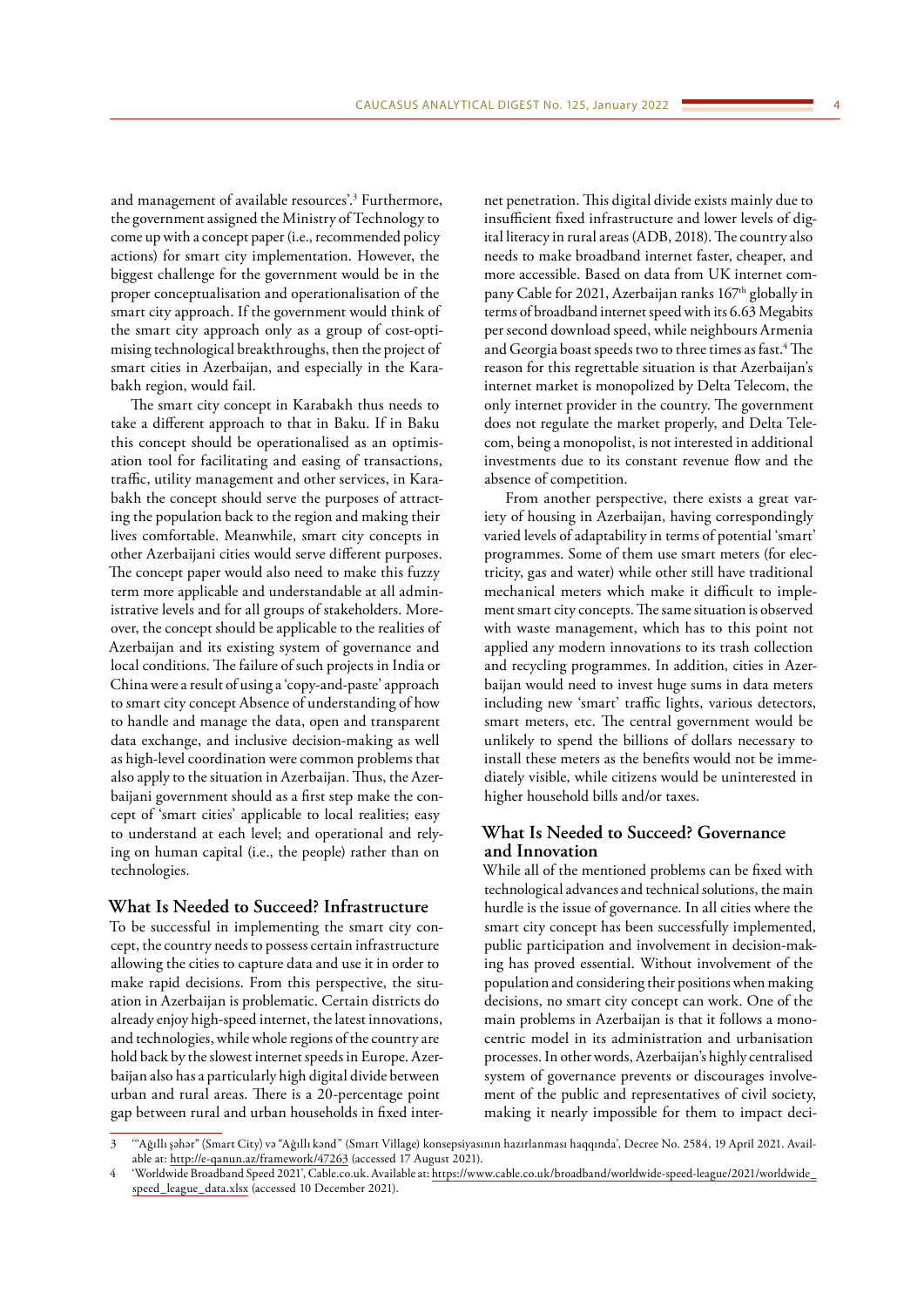and management of available resources'.[3] Furthermore, the government assigned the Ministry of Technology to come up with a concept paper (i.e., recommended policy actions) for smart city implementation. However, the biggest challenge for the government would be in the proper conceptualisation and operationalisation of the smart city approach. If the government would think of the smart city approach only as a group of cost-optimising technological breakthroughs, then the project of smart cities in Azerbaijan, and especially in the Karabakh region, would fail.

The smart city concept in Karabakh thus needs to take a different approach to that in Baku. If in Baku this concept should be operationalised as an optimisation tool for facilitating and easing of transactions, traffic, utility management and other services, in Karabakh the concept should serve the purposes of attracting the population back to the region and making their lives comfortable. Meanwhile, smart city concepts in other Azerbaijani cities would serve different purposes. The concept paper would also need to make this fuzzy term more applicable and understandable at all administrative levels and for all groups of stakeholders. Moreover, the concept should be applicable to the realities of Azerbaijan and its existing system of governance and local conditions. The failure of such projects in India or China were a result of using a 'copy-and-paste' approach to smart city concept Absence of understanding of how to handle and manage the data, open and transparent data exchange, and inclusive decision-making as well as high-level coordination were common problems that also apply to the situation in Azerbaijan. Thus, the Azerbaijani government should as a first step make the concept of 'smart cities' applicable to local realities; easy to understand at each level; and operational and relying on human capital (i.e., the people) rather than on technologies.

## What Is Needed to Succeed? Infrastructure

To be successful in implementing the smart city concept, the country needs to possess certain infrastructure allowing the cities to capture data and use it in order to make rapid decisions. From this perspective, the situation in Azerbaijan is problematic. Certain districts do already enjoy high-speed internet, the latest innovations, and technologies, while whole regions of the country are hold back by the slowest internet speeds in Europe. Azerbaijan also has a particularly high digital divide between urban and rural areas. There is a 20-percentage point gap between rural and urban households in fixed internet penetration. This digital divide exists mainly due to insufficient fixed infrastructure and lower levels of digital literacy in rural areas (ADB, 2018). The country also needs to make broadband internet faster, cheaper, and more accessible. Based on data from UK internet company Cable for 2021, Azerbaijan ranks 167th globally in terms of broadband internet speed with its 6.63 Megabits per second download speed, while neighbours Armenia and Georgia boast speeds two to three times as fast.[4] The reason for this regrettable situation is that Azerbaijan's internet market is monopolized by Delta Telecom, the only internet provider in the country. The government does not regulate the market properly, and Delta Telecom, being a monopolist, is not interested in additional investments due to its constant revenue flow and the absence of competition.

From another perspective, there exists a great variety of housing in Azerbaijan, having correspondingly varied levels of adaptability in terms of potential 'smart' programmes. Some of them use smart meters (for electricity, gas and water) while other still have traditional mechanical meters which make it difficult to implement smart city concepts. The same situation is observed with waste management, which has to this point not applied any modern innovations to its trash collection and recycling programmes. In addition, cities in Azerbaijan would need to invest huge sums in data meters including new 'smart' traffic lights, various detectors, smart meters, etc. The central government would be unlikely to spend the billions of dollars necessary to install these meters as the benefits would not be immediately visible, while citizens would be uninterested in higher household bills and/or taxes.

## What Is Needed to Succeed? Governance and Innovation

While all of the mentioned problems can be fixed with technological advances and technical solutions, the main hurdle is the issue of governance. In all cities where the smart city concept has been successfully implemented, public participation and involvement in decision-making has proved essential. Without involvement of the population and considering their positions when making decisions, no smart city concept can work. One of the main problems in Azerbaijan is that it follows a monocentric model in its administration and urbanisation processes. In other words, Azerbaijan's highly centralised system of governance prevents or discourages involvement of the public and representatives of civil society, making it nearly impossible for them to impact deci-

---

3 '"Ağıllı şəhər" (Smart City) və "Ağıllı kənd" (Smart Village) konsepsiyasının hazırlanması haqqında', Decree No. 2584, 19 April 2021. Available at: http://e-qanun.az/framework/47263 (accessed 17 August 2021).

4 'Worldwide Broadband Speed 2021', Cable.co.uk. Available at: https://www.cable.co.uk/broadband/worldwide-speed-league/2021/worldwide_speed_league_data.xlsx (accessed 10 December 2021).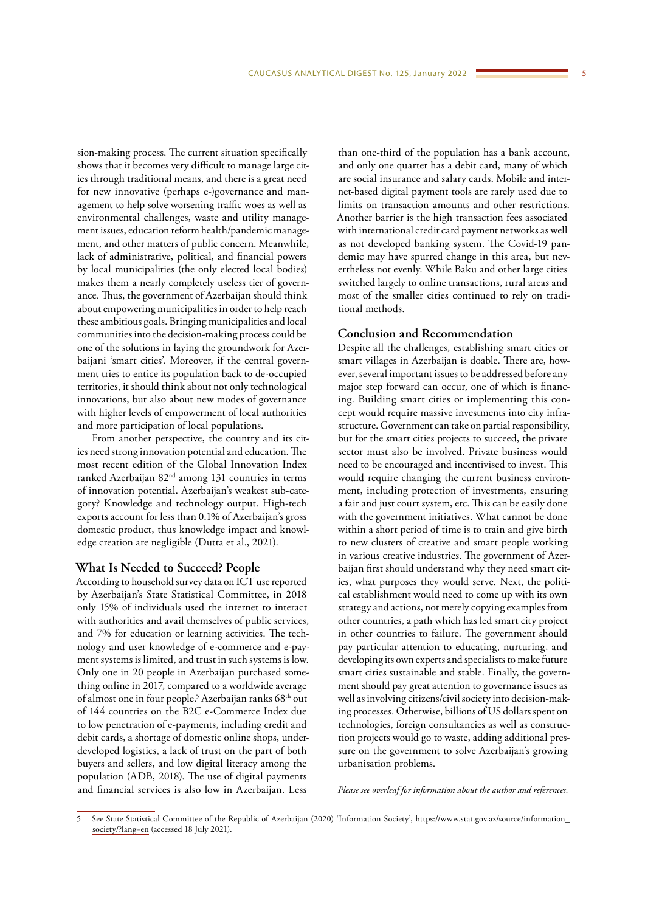sion-making process. The current situation specifically shows that it becomes very difficult to manage large cities through traditional means, and there is a great need for new innovative (perhaps e-)governance and management to help solve worsening traffic woes as well as environmental challenges, waste and utility management issues, education reform health/pandemic management, and other matters of public concern. Meanwhile, lack of administrative, political, and financial powers by local municipalities (the only elected local bodies) makes them a nearly completely useless tier of governance. Thus, the government of Azerbaijan should think about empowering municipalities in order to help reach these ambitious goals. Bringing municipalities and local communities into the decision-making process could be one of the solutions in laying the groundwork for Azerbaijani 'smart cities'. Moreover, if the central government tries to entice its population back to de-occupied territories, it should think about not only technological innovations, but also about new modes of governance with higher levels of empowerment of local authorities and more participation of local populations.

From another perspective, the country and its cities need strong innovation potential and education. The most recent edition of the Global Innovation Index ranked Azerbaijan 82nd among 131 countries in terms of innovation potential. Azerbaijan's weakest sub-category? Knowledge and technology output. High-tech exports account for less than 0.1% of Azerbaijan's gross domestic product, thus knowledge impact and knowledge creation are negligible (Dutta et al., 2021).

## What Is Needed to Succeed? People

According to household survey data on ICT use reported by Azerbaijan's State Statistical Committee, in 2018 only 15% of individuals used the internet to interact with authorities and avail themselves of public services, and 7% for education or learning activities. The technology and user knowledge of e-commerce and e-payment systems is limited, and trust in such systems is low. Only one in 20 people in Azerbaijan purchased something online in 2017, compared to a worldwide average of almost one in four people.[5] Azerbaijan ranks 68th out of 144 countries on the B2C e-Commerce Index due to low penetration of e-payments, including credit and debit cards, a shortage of domestic online shops, underdeveloped logistics, a lack of trust on the part of both buyers and sellers, and low digital literacy among the population (ADB, 2018). The use of digital payments and financial services is also low in Azerbaijan. Less than one-third of the population has a bank account, and only one quarter has a debit card, many of which are social insurance and salary cards. Mobile and internet-based digital payment tools are rarely used due to limits on transaction amounts and other restrictions. Another barrier is the high transaction fees associated with international credit card payment networks as well as not developed banking system. The Covid-19 pandemic may have spurred change in this area, but nevertheless not evenly. While Baku and other large cities switched largely to online transactions, rural areas and most of the smaller cities continued to rely on traditional methods.

## Conclusion and Recommendation

Despite all the challenges, establishing smart cities or smart villages in Azerbaijan is doable. There are, however, several important issues to be addressed before any major step forward can occur, one of which is financing. Building smart cities or implementing this concept would require massive investments into city infrastructure. Government can take on partial responsibility, but for the smart cities projects to succeed, the private sector must also be involved. Private business would need to be encouraged and incentivised to invest. This would require changing the current business environment, including protection of investments, ensuring a fair and just court system, etc. This can be easily done with the government initiatives. What cannot be done within a short period of time is to train and give birth to new clusters of creative and smart people working in various creative industries. The government of Azerbaijan first should understand why they need smart cities, what purposes they would serve. Next, the political establishment would need to come up with its own strategy and actions, not merely copying examples from other countries, a path which has led smart city project in other countries to failure. The government should pay particular attention to educating, nurturing, and developing its own experts and specialists to make future smart cities sustainable and stable. Finally, the government should pay great attention to governance issues as well as involving citizens/civil society into decision-making processes. Otherwise, billions of US dollars spent on technologies, foreign consultancies as well as construction projects would go to waste, adding additional pressure on the government to solve Azerbaijan's growing urbanisation problems.

*Please see overleaf for information about the author and references.*

---

5 See State Statistical Committee of the Republic of Azerbaijan (2020) 'Information Society', https://www.stat.gov.az/source/information_society/?lang=en (accessed 18 July 2021).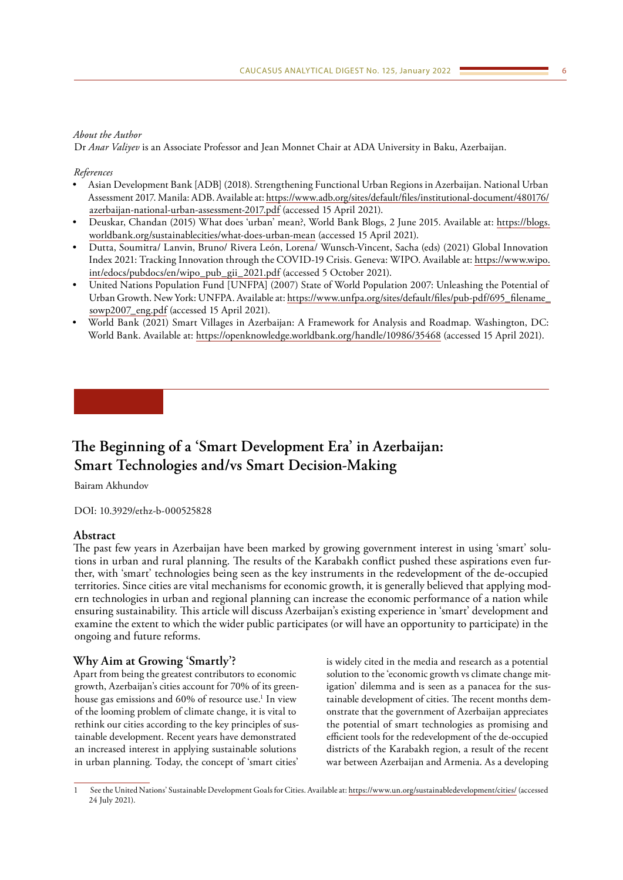*About the Author*

Dr *Anar Valiyev* is an Associate Professor and Jean Monnet Chair at ADA University in Baku, Azerbaijan.

*References*

- Asian Development Bank [ADB] (2018). Strengthening Functional Urban Regions in Azerbaijan. National Urban Assessment 2017. Manila: ADB. Available at: https://www.adb.org/sites/default/files/institutional-document/480176/azerbaijan-national-urban-assessment-2017.pdf (accessed 15 April 2021).
- Deuskar, Chandan (2015) What does 'urban' mean?, World Bank Blogs, 2 June 2015. Available at: https://blogs.worldbank.org/sustainablecities/what-does-urban-mean (accessed 15 April 2021).
- Dutta, Soumitra/ Lanvin, Bruno/ Rivera León, Lorena/ Wunsch-Vincent, Sacha (eds) (2021) Global Innovation Index 2021: Tracking Innovation through the COVID-19 Crisis. Geneva: WIPO. Available at: https://www.wipo.int/edocs/pubdocs/en/wipo_pub_gii_2021.pdf (accessed 5 October 2021).
- United Nations Population Fund [UNFPA] (2007) State of World Population 2007: Unleashing the Potential of Urban Growth. New York: UNFPA. Available at: https://www.unfpa.org/sites/default/files/pub-pdf/695_filename_sowp2007_eng.pdf (accessed 15 April 2021).
- World Bank (2021) Smart Villages in Azerbaijan: A Framework for Analysis and Roadmap. Washington, DC: World Bank. Available at: https://openknowledge.worldbank.org/handle/10986/35468 (accessed 15 April 2021).

# The Beginning of a 'Smart Development Era' in Azerbaijan: Smart Technologies and/vs Smart Decision-Making

Bairam Akhundov

DOI: 10.3929/ethz-b-000525828

## Abstract

The past few years in Azerbaijan have been marked by growing government interest in using 'smart' solutions in urban and rural planning. The results of the Karabakh conflict pushed these aspirations even further, with 'smart' technologies being seen as the key instruments in the redevelopment of the de-occupied territories. Since cities are vital mechanisms for economic growth, it is generally believed that applying modern technologies in urban and regional planning can increase the economic performance of a nation while ensuring sustainability. This article will discuss Azerbaijan's existing experience in 'smart' development and examine the extent to which the wider public participates (or will have an opportunity to participate) in the ongoing and future reforms.

## Why Aim at Growing 'Smartly'?

Apart from being the greatest contributors to economic growth, Azerbaijan's cities account for 70% of its greenhouse gas emissions and 60% of resource use.[1] In view of the looming problem of climate change, it is vital to rethink our cities according to the key principles of sustainable development. Recent years have demonstrated an increased interest in applying sustainable solutions in urban planning. Today, the concept of 'smart cities' is widely cited in the media and research as a potential solution to the 'economic growth vs climate change mitigation' dilemma and is seen as a panacea for the sustainable development of cities. The recent months demonstrate that the government of Azerbaijan appreciates the potential of smart technologies as promising and efficient tools for the redevelopment of the de-occupied districts of the Karabakh region, a result of the recent war between Azerbaijan and Armenia. As a developing

[1] See the United Nations' Sustainable Development Goals for Cities. Available at: https://www.un.org/sustainabledevelopment/cities/ (accessed 24 July 2021).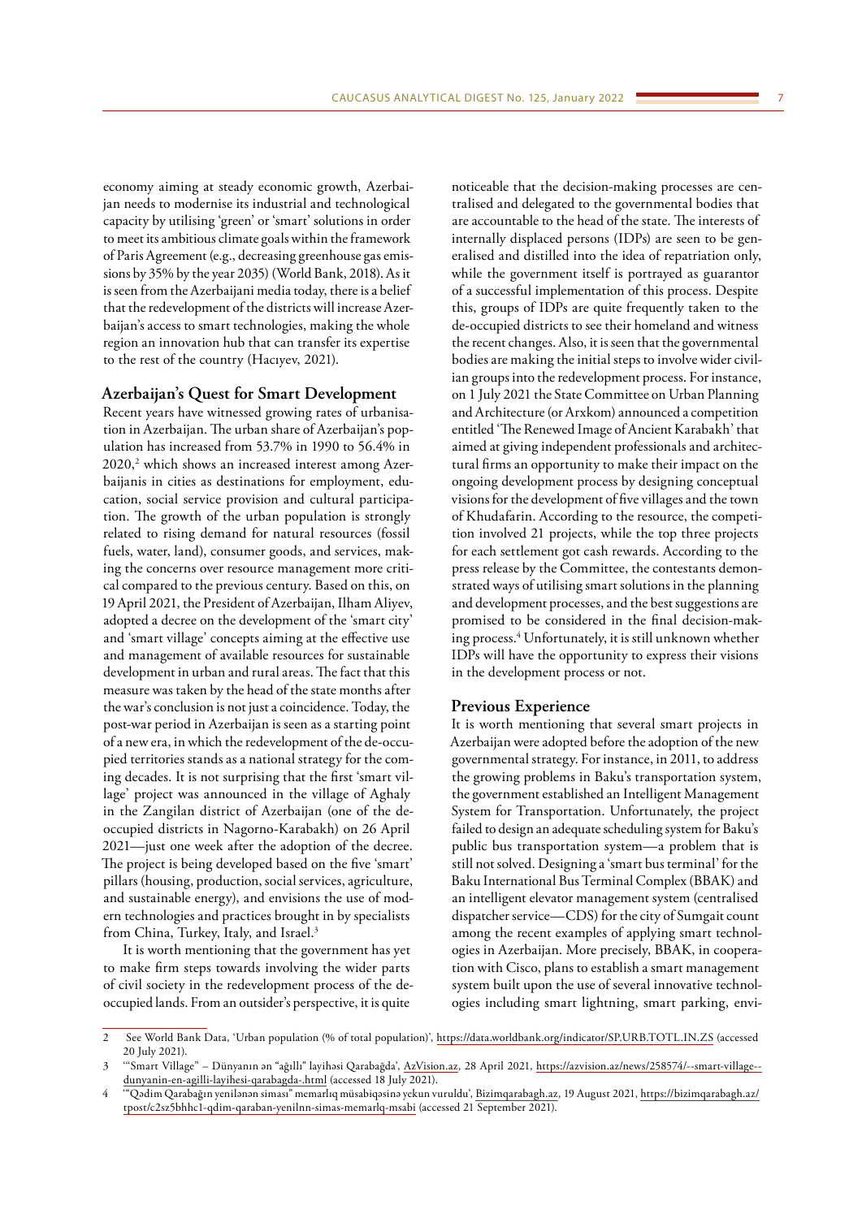economy aiming at steady economic growth, Azerbaijan needs to modernise its industrial and technological capacity by utilising 'green' or 'smart' solutions in order to meet its ambitious climate goals within the framework of Paris Agreement (e.g., decreasing greenhouse gas emissions by 35% by the year 2035) (World Bank, 2018). As it is seen from the Azerbaijani media today, there is a belief that the redevelopment of the districts will increase Azerbaijan's access to smart technologies, making the whole region an innovation hub that can transfer its expertise to the rest of the country (Hacıyev, 2021).

## Azerbaijan's Quest for Smart Development

Recent years have witnessed growing rates of urbanisation in Azerbaijan. The urban share of Azerbaijan's population has increased from 53.7% in 1990 to 56.4% in 2020,[2] which shows an increased interest among Azerbaijanis in cities as destinations for employment, education, social service provision and cultural participation. The growth of the urban population is strongly related to rising demand for natural resources (fossil fuels, water, land), consumer goods, and services, making the concerns over resource management more critical compared to the previous century. Based on this, on 19 April 2021, the President of Azerbaijan, Ilham Aliyev, adopted a decree on the development of the 'smart city' and 'smart village' concepts aiming at the effective use and management of available resources for sustainable development in urban and rural areas. The fact that this measure was taken by the head of the state months after the war's conclusion is not just a coincidence. Today, the post-war period in Azerbaijan is seen as a starting point of a new era, in which the redevelopment of the de-occupied territories stands as a national strategy for the coming decades. It is not surprising that the first 'smart village' project was announced in the village of Aghaly in the Zangilan district of Azerbaijan (one of the de-occupied districts in Nagorno-Karabakh) on 26 April 2021—just one week after the adoption of the decree. The project is being developed based on the five 'smart' pillars (housing, production, social services, agriculture, and sustainable energy), and envisions the use of modern technologies and practices brought in by specialists from China, Turkey, Italy, and Israel.[3]

It is worth mentioning that the government has yet to make firm steps towards involving the wider parts of civil society in the redevelopment process of the de-occupied lands. From an outsider's perspective, it is quite noticeable that the decision-making processes are centralised and delegated to the governmental bodies that are accountable to the head of the state. The interests of internally displaced persons (IDPs) are seen to be generalised and distilled into the idea of repatriation only, while the government itself is portrayed as guarantor of a successful implementation of this process. Despite this, groups of IDPs are quite frequently taken to the de-occupied districts to see their homeland and witness the recent changes. Also, it is seen that the governmental bodies are making the initial steps to involve wider civilian groups into the redevelopment process. For instance, on 1 July 2021 the State Committee on Urban Planning and Architecture (or Arxkom) announced a competition entitled 'The Renewed Image of Ancient Karabakh' that aimed at giving independent professionals and architectural firms an opportunity to make their impact on the ongoing development process by designing conceptual visions for the development of five villages and the town of Khudafarin. According to the resource, the competition involved 21 projects, while the top three projects for each settlement got cash rewards. According to the press release by the Committee, the contestants demonstrated ways of utilising smart solutions in the planning and development processes, and the best suggestions are promised to be considered in the final decision-making process.[4] Unfortunately, it is still unknown whether IDPs will have the opportunity to express their visions in the development process or not.

## Previous Experience

It is worth mentioning that several smart projects in Azerbaijan were adopted before the adoption of the new governmental strategy. For instance, in 2011, to address the growing problems in Baku's transportation system, the government established an Intelligent Management System for Transportation. Unfortunately, the project failed to design an adequate scheduling system for Baku's public bus transportation system—a problem that is still not solved. Designing a 'smart bus terminal' for the Baku International Bus Terminal Complex (BBAK) and an intelligent elevator management system (centralised dispatcher service—CDS) for the city of Sumgait count among the recent examples of applying smart technologies in Azerbaijan. More precisely, BBAK, in cooperation with Cisco, plans to establish a smart management system built upon the use of several innovative technologies including smart lightning, smart parking, envi-

---

2 See World Bank Data, 'Urban population (% of total population)', https://data.worldbank.org/indicator/SP.URB.TOTL.IN.ZS (accessed 20 July 2021).

3 '"Smart Village" – Dünyanın ən "ağıllı" layihəsi Qarabağda', AzVision.az, 28 April 2021, https://azvision.az/news/258574/--smart-village--dunyanin-en-agilli-layihesi-qarabagda-.html (accessed 18 July 2021).

4 '"Qədim Qarabağın yenilənən siması" memarlıq müsabiqəsinə yekun vuruldu', Bizimqarabagh.az, 19 August 2021, https://bizimqarabagh.az/tpost/c2sz5bhhc1-qdim-qaraban-yenilnn-simas-memarlq-msabi (accessed 21 September 2021).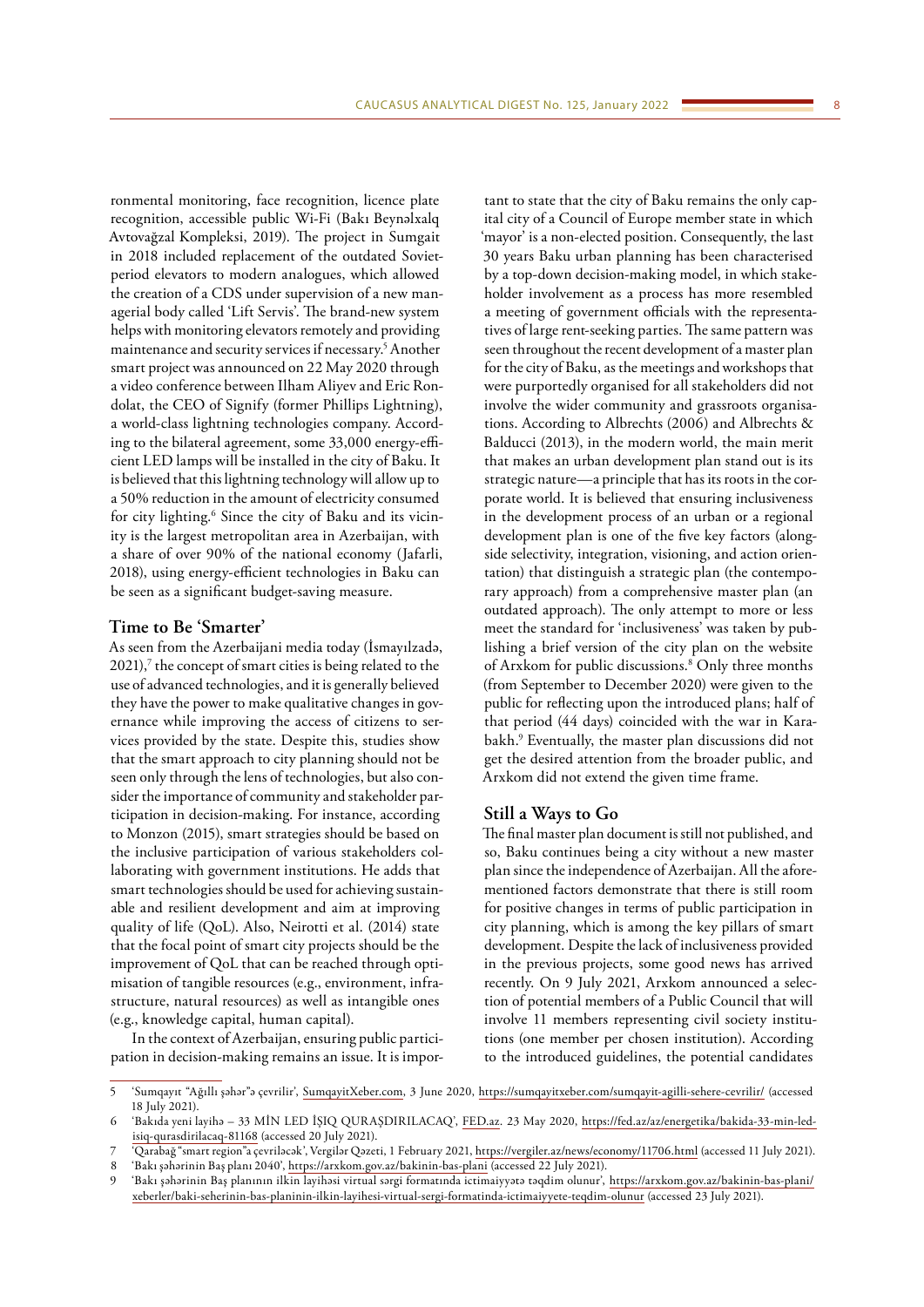ronmental monitoring, face recognition, licence plate recognition, accessible public Wi-Fi (Bakı Beynəlxalq Avtovağzal Kompleksi, 2019). The project in Sumgait in 2018 included replacement of the outdated Soviet-period elevators to modern analogues, which allowed the creation of a CDS under supervision of a new managerial body called 'Lift Servis'. The brand-new system helps with monitoring elevators remotely and providing maintenance and security services if necessary.[5] Another smart project was announced on 22 May 2020 through a video conference between Ilham Aliyev and Eric Rondolat, the CEO of Signify (former Phillips Lightning), a world-class lightning technologies company. According to the bilateral agreement, some 33,000 energy-efficient LED lamps will be installed in the city of Baku. It is believed that this lightning technology will allow up to a 50% reduction in the amount of electricity consumed for city lighting.[6] Since the city of Baku and its vicinity is the largest metropolitan area in Azerbaijan, with a share of over 90% of the national economy (Jafarli, 2018), using energy-efficient technologies in Baku can be seen as a significant budget-saving measure.

## Time to Be 'Smarter'

As seen from the Azerbaijani media today (İsmayılzadə, 2021),[7] the concept of smart cities is being related to the use of advanced technologies, and it is generally believed they have the power to make qualitative changes in governance while improving the access of citizens to services provided by the state. Despite this, studies show that the smart approach to city planning should not be seen only through the lens of technologies, but also consider the importance of community and stakeholder participation in decision-making. For instance, according to Monzon (2015), smart strategies should be based on the inclusive participation of various stakeholders collaborating with government institutions. He adds that smart technologies should be used for achieving sustainable and resilient development and aim at improving quality of life (QoL). Also, Neirotti et al. (2014) state that the focal point of smart city projects should be the improvement of QoL that can be reached through optimisation of tangible resources (e.g., environment, infrastructure, natural resources) as well as intangible ones (e.g., knowledge capital, human capital).

In the context of Azerbaijan, ensuring public participation in decision-making remains an issue. It is important to state that the city of Baku remains the only capital city of a Council of Europe member state in which 'mayor' is a non-elected position. Consequently, the last 30 years Baku urban planning has been characterised by a top-down decision-making model, in which stakeholder involvement as a process has more resembled a meeting of government officials with the representatives of large rent-seeking parties. The same pattern was seen throughout the recent development of a master plan for the city of Baku, as the meetings and workshops that were purportedly organised for all stakeholders did not involve the wider community and grassroots organisations. According to Albrechts (2006) and Albrechts & Balducci (2013), in the modern world, the main merit that makes an urban development plan stand out is its strategic nature—a principle that has its roots in the corporate world. It is believed that ensuring inclusiveness in the development process of an urban or a regional development plan is one of the five key factors (alongside selectivity, integration, visioning, and action orientation) that distinguish a strategic plan (the contemporary approach) from a comprehensive master plan (an outdated approach). The only attempt to more or less meet the standard for 'inclusiveness' was taken by publishing a brief version of the city plan on the website of Arxkom for public discussions.[8] Only three months (from September to December 2020) were given to the public for reflecting upon the introduced plans; half of that period (44 days) coincided with the war in Karabakh.[9] Eventually, the master plan discussions did not get the desired attention from the broader public, and Arxkom did not extend the given time frame.

## Still a Ways to Go

The final master plan document is still not published, and so, Baku continues being a city without a new master plan since the independence of Azerbaijan. All the aforementioned factors demonstrate that there is still room for positive changes in terms of public participation in city planning, which is among the key pillars of smart development. Despite the lack of inclusiveness provided in the previous projects, some good news has arrived recently. On 9 July 2021, Arxkom announced a selection of potential members of a Public Council that will involve 11 members representing civil society institutions (one member per chosen institution). According to the introduced guidelines, the potential candidates

---

5 'Sumqayıt "Ağıllı şəhər"ə çevrilir', SumqayitXeber.com, 3 June 2020, https://sumqayitxeber.com/sumqayit-agilli-sehere-cevrilir/ (accessed 18 July 2021).

6 'Bakıda yeni layihə – 33 MİN LED İŞIQ QURAŞDIRILACAQ', FED.az. 23 May 2020, https://fed.az/az/energetika/bakida-33-min-led-isiq-qurasdirilacaq-81168 (accessed 20 July 2021).

7 'Qarabağ "smart region"a çevriləcək', Vergilər Qəzeti, 1 February 2021, https://vergiler.az/news/economy/11706.html (accessed 11 July 2021).

8 'Bakı şəhərinin Baş planı 2040', https://arxkom.gov.az/bakinin-bas-plani (accessed 22 July 2021).

9 'Bakı şəhərinin Baş planının ilkin layihəsi virtual sərgi formatında ictimaiyyətə təqdim olunur', https://arxkom.gov.az/bakinin-bas-plani/xeberler/baki-seherinin-bas-planinin-ilkin-layihesi-virtual-sergi-formatinda-ictimaiyyete-teqdim-olunur (accessed 23 July 2021).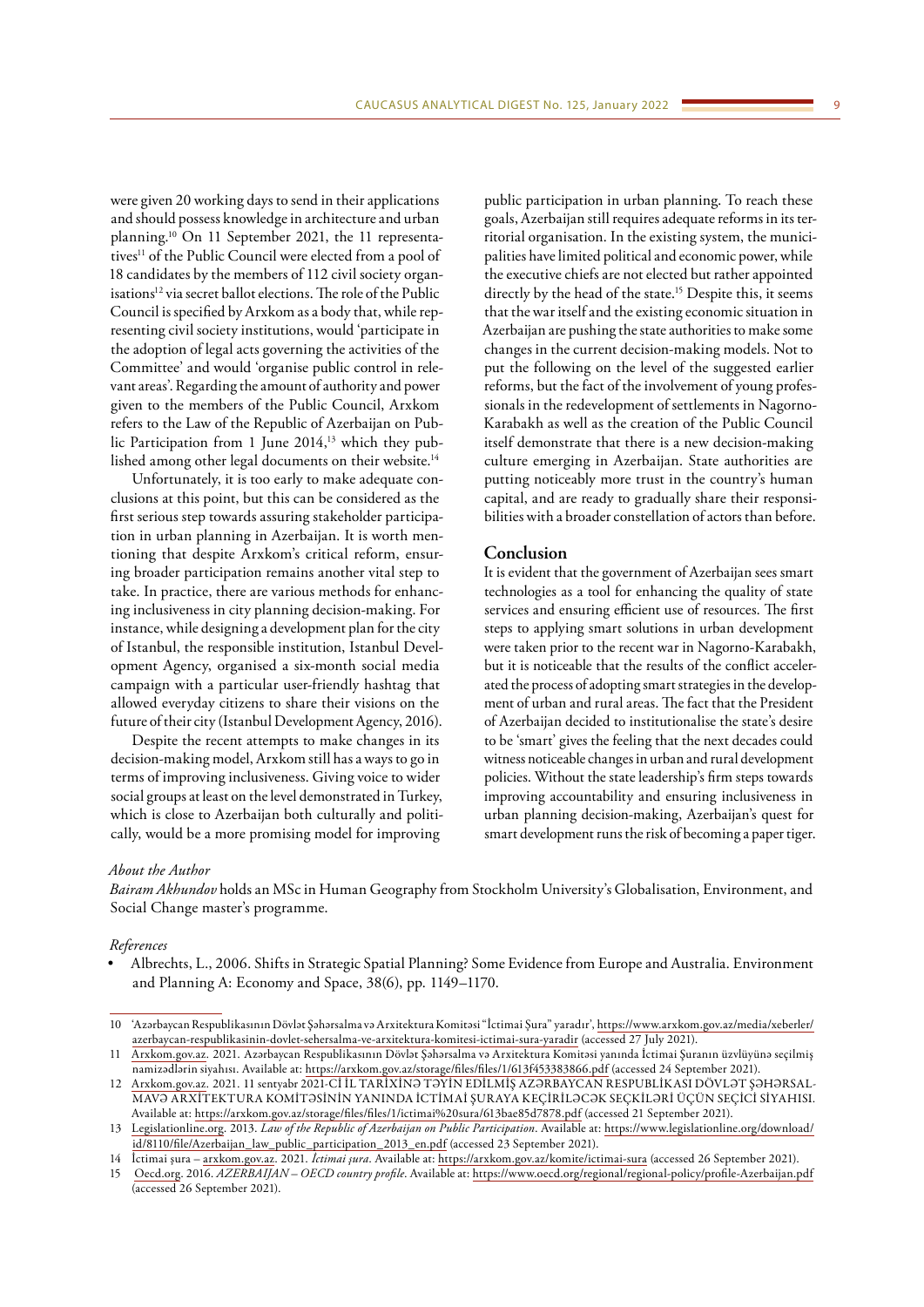were given 20 working days to send in their applications and should possess knowledge in architecture and urban planning.[10] On 11 September 2021, the 11 representatives[11] of the Public Council were elected from a pool of 18 candidates by the members of 112 civil society organisations[12] via secret ballot elections. The role of the Public Council is specified by Arxkom as a body that, while representing civil society institutions, would 'participate in the adoption of legal acts governing the activities of the Committee' and would 'organise public control in relevant areas'. Regarding the amount of authority and power given to the members of the Public Council, Arxkom refers to the Law of the Republic of Azerbaijan on Public Participation from 1 June 2014,[13] which they published among other legal documents on their website.[14]

Unfortunately, it is too early to make adequate conclusions at this point, but this can be considered as the first serious step towards assuring stakeholder participation in urban planning in Azerbaijan. It is worth mentioning that despite Arxkom's critical reform, ensuring broader participation remains another vital step to take. In practice, there are various methods for enhancing inclusiveness in city planning decision-making. For instance, while designing a development plan for the city of Istanbul, the responsible institution, Istanbul Development Agency, organised a six-month social media campaign with a particular user-friendly hashtag that allowed everyday citizens to share their visions on the future of their city (Istanbul Development Agency, 2016).

Despite the recent attempts to make changes in its decision-making model, Arxkom still has a ways to go in terms of improving inclusiveness. Giving voice to wider social groups at least on the level demonstrated in Turkey, which is close to Azerbaijan both culturally and politically, would be a more promising model for improving public participation in urban planning. To reach these goals, Azerbaijan still requires adequate reforms in its territorial organisation. In the existing system, the municipalities have limited political and economic power, while the executive chiefs are not elected but rather appointed directly by the head of the state.[15] Despite this, it seems that the war itself and the existing economic situation in Azerbaijan are pushing the state authorities to make some changes in the current decision-making models. Not to put the following on the level of the suggested earlier reforms, but the fact of the involvement of young professionals in the redevelopment of settlements in Nagorno-Karabakh as well as the creation of the Public Council itself demonstrate that there is a new decision-making culture emerging in Azerbaijan. State authorities are putting noticeably more trust in the country's human capital, and are ready to gradually share their responsibilities with a broader constellation of actors than before.

## Conclusion

It is evident that the government of Azerbaijan sees smart technologies as a tool for enhancing the quality of state services and ensuring efficient use of resources. The first steps to applying smart solutions in urban development were taken prior to the recent war in Nagorno-Karabakh, but it is noticeable that the results of the conflict accelerated the process of adopting smart strategies in the development of urban and rural areas. The fact that the President of Azerbaijan decided to institutionalise the state's desire to be 'smart' gives the feeling that the next decades could witness noticeable changes in urban and rural development policies. Without the state leadership's firm steps towards improving accountability and ensuring inclusiveness in urban planning decision-making, Azerbaijan's quest for smart development runs the risk of becoming a paper tiger.

*About the Author*

*Bairam Akhundov* holds an MSc in Human Geography from Stockholm University's Globalisation, Environment, and Social Change master's programme.

*References*

- Albrechts, L., 2006. Shifts in Strategic Spatial Planning? Some Evidence from Europe and Australia. Environment and Planning A: Economy and Space, 38(6), pp. 1149–1170.

---

10 'Azərbaycan Respublikasının Dövlət Şəhərsalma və Arxitektura Komitəsi "İctimai Şura" yaradır', https://www.arxkom.gov.az/media/xeberler/azerbaycan-respublikasinin-dovlet-sehersalma-ve-arxitektura-komitesi-ictimai-sura-yaradir (accessed 27 July 2021).

11 Arxkom.gov.az. 2021. Azərbaycan Respublikasının Dövlət Şəhərsalma və Arxitektura Komitəsi yanında İctimai Şuranın üzvlüyünə seçilmiş namizədlərin siyahısı. Available at: https://arxkom.gov.az/storage/files/files/1/613f453383866.pdf (accessed 24 September 2021).

12 Arxkom.gov.az. 2021. 11 sentyabr 2021-Cİ İL TARİXİNƏ TƏYİN EDİLMİŞ AZƏRBAYCAN RESPUBLİKASI DÖVLƏT ŞƏHƏRSALMA VƏ ARXİTEKTURA KOMİTƏSİNİN YANINDA İCTİMAİ ŞURAYA KEÇİRİLƏCƏK SEÇKİLƏRİ ÜÇÜN SEÇİCİ SİYAHISI. Available at: https://arxkom.gov.az/storage/files/files/1/ictimai%20sura/613bae85d7878.pdf (accessed 21 September 2021).

13 Legislationline.org. 2013. *Law of the Republic of Azerbaijan on Public Participation*. Available at: https://www.legislationline.org/download/id/8110/file/Azerbaijan_law_public_participation_2013_en.pdf (accessed 23 September 2021).

14 İctimai şura – arxkom.gov.az. 2021. *İctimai şura*. Available at: https://arxkom.gov.az/komite/ictimai-sura (accessed 26 September 2021).

15 Oecd.org. 2016. *AZERBAIJAN – OECD country profile*. Available at: https://www.oecd.org/regional/regional-policy/profile-Azerbaijan.pdf (accessed 26 September 2021).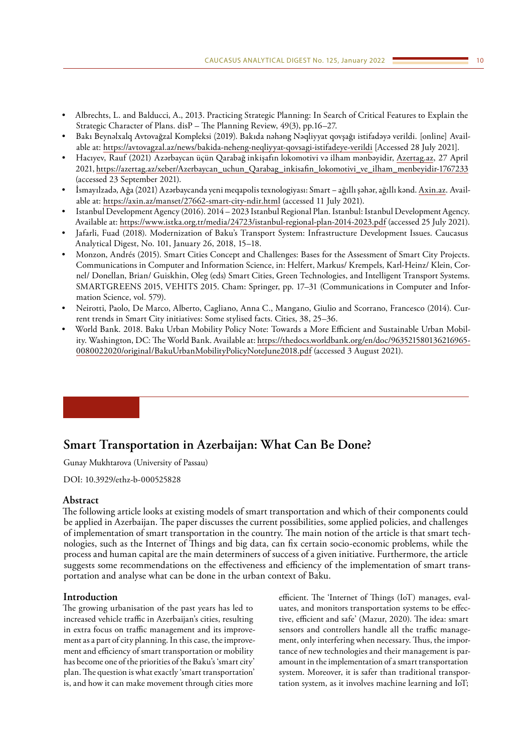- Albrechts, L. and Balducci, A., 2013. Practicing Strategic Planning: In Search of Critical Features to Explain the Strategic Character of Plans. disP – The Planning Review, 49(3), pp.16–27.
- Bakı Beynəlxalq Avtovağzal Kompleksi (2019). Bakıda nəhəng Nəqliyyat qovşağı istifadəyə verildi. [online] Available at: https://avtovagzal.az/news/bakida-neheng-neqliyyat-qovsagi-istifadeye-verildi [Accessed 28 July 2021].
- Hacıyev, Rauf (2021) Azərbaycan üçün Qarabağ inkişafın lokomotivi və ilham mənbəyidir, Azertag.az, 27 April 2021, https://azertag.az/xeber/Azerbaycan_uchun_Qarabag_inkisafin_lokomotivi_ve_ilham_menbeyidir-1767233 (accessed 23 September 2021).
- İsmayılzadə, Ağa (2021) Azərbaycanda yeni meqapolis texnologiyası: Smart – ağıllı şəhər, ağıllı kənd. Axin.az. Available at: https://axin.az/manset/27662-smart-city-ndir.html (accessed 11 July 2021).
- Istanbul Development Agency (2016). 2014 – 2023 Istanbul Regional Plan. Istanbul: Istanbul Development Agency. Available at: https://www.istka.org.tr/media/24723/istanbul-regional-plan-2014-2023.pdf (accessed 25 July 2021).
- Jafarli, Fuad (2018). Modernization of Baku's Transport System: Infrastructure Development Issues. Caucasus Analytical Digest, No. 101, January 26, 2018, 15–18.
- Monzon, Andrés (2015). Smart Cities Concept and Challenges: Bases for the Assessment of Smart City Projects. Communications in Computer and Information Science, in: Helfert, Markus/ Krempels, Karl-Heinz/ Klein, Cornel/ Donellan, Brian/ Guiskhin, Oleg (eds) Smart Cities, Green Technologies, and Intelligent Transport Systems. SMARTGREENS 2015, VEHITS 2015. Cham: Springer, pp. 17–31 (Communications in Computer and Information Science, vol. 579).
- Neirotti, Paolo, De Marco, Alberto, Cagliano, Anna C., Mangano, Giulio and Scorrano, Francesco (2014). Current trends in Smart City initiatives: Some stylised facts. Cities, 38, 25–36.
- World Bank. 2018. Baku Urban Mobility Policy Note: Towards a More Efficient and Sustainable Urban Mobility. Washington, DC: The World Bank. Available at: https://thedocs.worldbank.org/en/doc/963521580136216965-0080022020/original/BakuUrbanMobilityPolicyNoteJune2018.pdf (accessed 3 August 2021).

# Smart Transportation in Azerbaijan: What Can Be Done?

Gunay Mukhtarova (University of Passau)

DOI: 10.3929/ethz-b-000525828

## Abstract

The following article looks at existing models of smart transportation and which of their components could be applied in Azerbaijan. The paper discusses the current possibilities, some applied policies, and challenges of implementation of smart transportation in the country. The main notion of the article is that smart technologies, such as the Internet of Things and big data, can fix certain socio-economic problems, while the process and human capital are the main determiners of success of a given initiative. Furthermore, the article suggests some recommendations on the effectiveness and efficiency of the implementation of smart transportation and analyse what can be done in the urban context of Baku.

## Introduction

The growing urbanisation of the past years has led to increased vehicle traffic in Azerbaijan's cities, resulting in extra focus on traffic management and its improvement as a part of city planning. In this case, the improvement and efficiency of smart transportation or mobility has become one of the priorities of the Baku's 'smart city' plan. The question is what exactly 'smart transportation' is, and how it can make movement through cities more efficient. The 'Internet of Things (IoT) manages, evaluates, and monitors transportation systems to be effective, efficient and safe' (Mazur, 2020). The idea: smart sensors and controllers handle all the traffic management, only interfering when necessary. Thus, the importance of new technologies and their management is paramount in the implementation of a smart transportation system. Moreover, it is safer than traditional transportation system, as it involves machine learning and IoT;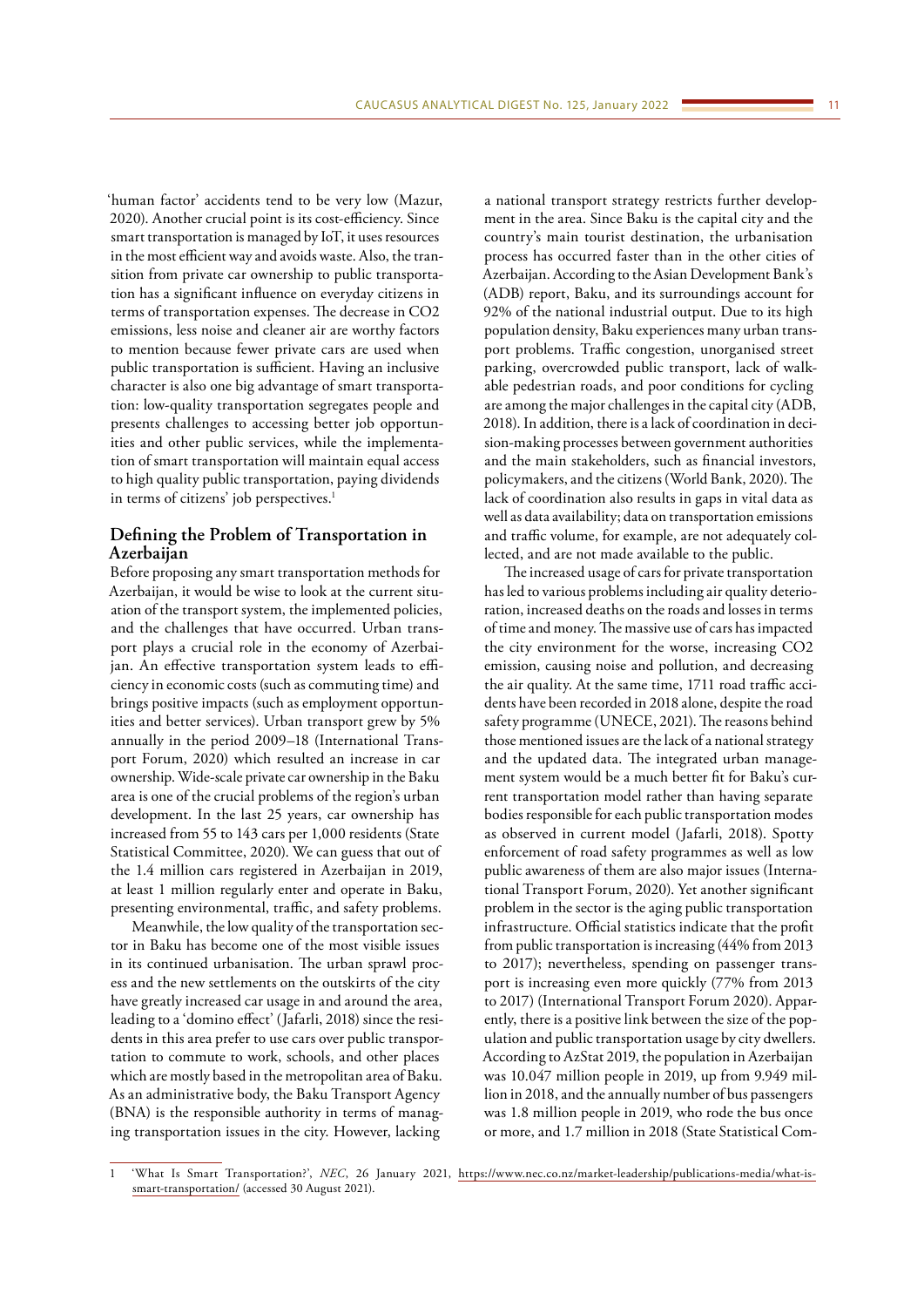'human factor' accidents tend to be very low (Mazur, 2020). Another crucial point is its cost-efficiency. Since smart transportation is managed by IoT, it uses resources in the most efficient way and avoids waste. Also, the transition from private car ownership to public transportation has a significant influence on everyday citizens in terms of transportation expenses. The decrease in $CO_2$ emissions, less noise and cleaner air are worthy factors to mention because fewer private cars are used when public transportation is sufficient. Having an inclusive character is also one big advantage of smart transportation: low-quality transportation segregates people and presents challenges to accessing better job opportunities and other public services, while the implementation of smart transportation will maintain equal access to high quality public transportation, paying dividends in terms of citizens' job perspectives.[1]

## Defining the Problem of Transportation in Azerbaijan

Before proposing any smart transportation methods for Azerbaijan, it would be wise to look at the current situation of the transport system, the implemented policies, and the challenges that have occurred. Urban transport plays a crucial role in the economy of Azerbaijan. An effective transportation system leads to efficiency in economic costs (such as commuting time) and brings positive impacts (such as employment opportunities and better services). Urban transport grew by 5% annually in the period 2009–18 (International Transport Forum, 2020) which resulted an increase in car ownership. Wide-scale private car ownership in the Baku area is one of the crucial problems of the region's urban development. In the last 25 years, car ownership has increased from 55 to 143 cars per 1,000 residents (State Statistical Committee, 2020). We can guess that out of the 1.4 million cars registered in Azerbaijan in 2019, at least 1 million regularly enter and operate in Baku, presenting environmental, traffic, and safety problems.

Meanwhile, the low quality of the transportation sector in Baku has become one of the most visible issues in its continued urbanisation. The urban sprawl process and the new settlements on the outskirts of the city have greatly increased car usage in and around the area, leading to a 'domino effect' (Jafarli, 2018) since the residents in this area prefer to use cars over public transportation to commute to work, schools, and other places which are mostly based in the metropolitan area of Baku. As an administrative body, the Baku Transport Agency (BNA) is the responsible authority in terms of managing transportation issues in the city. However, lacking a national transport strategy restricts further development in the area. Since Baku is the capital city and the country's main tourist destination, the urbanisation process has occurred faster than in the other cities of Azerbaijan. According to the Asian Development Bank's (ADB) report, Baku, and its surroundings account for 92% of the national industrial output. Due to its high population density, Baku experiences many urban transport problems. Traffic congestion, unorganised street parking, overcrowded public transport, lack of walkable pedestrian roads, and poor conditions for cycling are among the major challenges in the capital city (ADB, 2018). In addition, there is a lack of coordination in decision-making processes between government authorities and the main stakeholders, such as financial investors, policymakers, and the citizens (World Bank, 2020). The lack of coordination also results in gaps in vital data as well as data availability; data on transportation emissions and traffic volume, for example, are not adequately collected, and are not made available to the public.

The increased usage of cars for private transportation has led to various problems including air quality deterioration, increased deaths on the roads and losses in terms of time and money. The massive use of cars has impacted the city environment for the worse, increasing $CO_2$ emission, causing noise and pollution, and decreasing the air quality. At the same time, 1711 road traffic accidents have been recorded in 2018 alone, despite the road safety programme (UNECE, 2021). The reasons behind those mentioned issues are the lack of a national strategy and the updated data. The integrated urban management system would be a much better fit for Baku's current transportation model rather than having separate bodies responsible for each public transportation modes as observed in current model (Jafarli, 2018). Spotty enforcement of road safety programmes as well as low public awareness of them are also major issues (International Transport Forum, 2020). Yet another significant problem in the sector is the aging public transportation infrastructure. Official statistics indicate that the profit from public transportation is increasing (44% from 2013 to 2017); nevertheless, spending on passenger transport is increasing even more quickly (77% from 2013 to 2017) (International Transport Forum 2020). Apparently, there is a positive link between the size of the population and public transportation usage by city dwellers. According to AzStat 2019, the population in Azerbaijan was 10.047 million people in 2019, up from 9.949 million in 2018, and the annually number of bus passengers was 1.8 million people in 2019, who rode the bus once or more, and 1.7 million in 2018 (State Statistical Com-

---

1 'What Is Smart Transportation?', *NEC*, 26 January 2021, https://www.nec.co.nz/market-leadership/publications-media/what-is-smart-transportation/ (accessed 30 August 2021).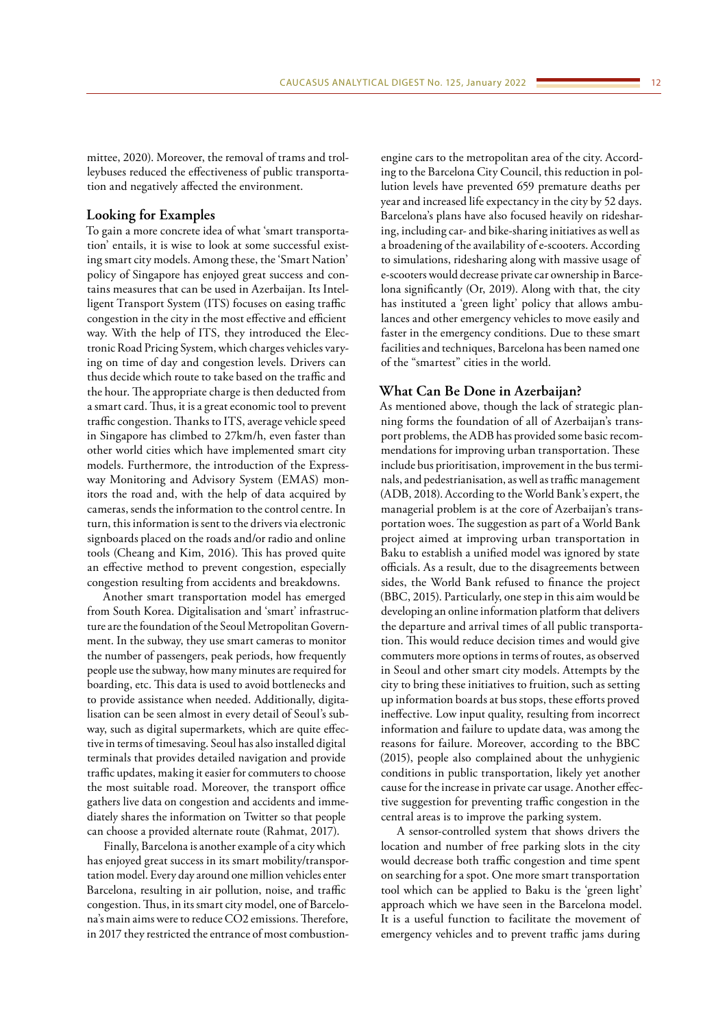mittee, 2020). Moreover, the removal of trams and trolleybuses reduced the effectiveness of public transportation and negatively affected the environment.

## Looking for Examples

To gain a more concrete idea of what 'smart transportation' entails, it is wise to look at some successful existing smart city models. Among these, the 'Smart Nation' policy of Singapore has enjoyed great success and contains measures that can be used in Azerbaijan. Its Intelligent Transport System (ITS) focuses on easing traffic congestion in the city in the most effective and efficient way. With the help of ITS, they introduced the Electronic Road Pricing System, which charges vehicles varying on time of day and congestion levels. Drivers can thus decide which route to take based on the traffic and the hour. The appropriate charge is then deducted from a smart card. Thus, it is a great economic tool to prevent traffic congestion. Thanks to ITS, average vehicle speed in Singapore has climbed to 27km/h, even faster than other world cities which have implemented smart city models. Furthermore, the introduction of the Expressway Monitoring and Advisory System (EMAS) monitors the road and, with the help of data acquired by cameras, sends the information to the control centre. In turn, this information is sent to the drivers via electronic signboards placed on the roads and/or radio and online tools (Cheang and Kim, 2016). This has proved quite an effective method to prevent congestion, especially congestion resulting from accidents and breakdowns.

Another smart transportation model has emerged from South Korea. Digitalisation and 'smart' infrastructure are the foundation of the Seoul Metropolitan Government. In the subway, they use smart cameras to monitor the number of passengers, peak periods, how frequently people use the subway, how many minutes are required for boarding, etc. This data is used to avoid bottlenecks and to provide assistance when needed. Additionally, digitalisation can be seen almost in every detail of Seoul's subway, such as digital supermarkets, which are quite effective in terms of timesaving. Seoul has also installed digital terminals that provides detailed navigation and provide traffic updates, making it easier for commuters to choose the most suitable road. Moreover, the transport office gathers live data on congestion and accidents and immediately shares the information on Twitter so that people can choose a provided alternate route (Rahmat, 2017).

Finally, Barcelona is another example of a city which has enjoyed great success in its smart mobility/transportation model. Every day around one million vehicles enter Barcelona, resulting in air pollution, noise, and traffic congestion. Thus, in its smart city model, one of Barcelona's main aims were to reduce CO2 emissions. Therefore, in 2017 they restricted the entrance of most combustion-engine cars to the metropolitan area of the city. According to the Barcelona City Council, this reduction in pollution levels have prevented 659 premature deaths per year and increased life expectancy in the city by 52 days. Barcelona's plans have also focused heavily on ridesharing, including car- and bike-sharing initiatives as well as a broadening of the availability of e-scooters. According to simulations, ridesharing along with massive usage of e-scooters would decrease private car ownership in Barcelona significantly (Or, 2019). Along with that, the city has instituted a 'green light' policy that allows ambulances and other emergency vehicles to move easily and faster in the emergency conditions. Due to these smart facilities and techniques, Barcelona has been named one of the "smartest" cities in the world.

## What Can Be Done in Azerbaijan?

As mentioned above, though the lack of strategic planning forms the foundation of all of Azerbaijan's transport problems, the ADB has provided some basic recommendations for improving urban transportation. These include bus prioritisation, improvement in the bus terminals, and pedestrianisation, as well as traffic management (ADB, 2018). According to the World Bank's expert, the managerial problem is at the core of Azerbaijan's transportation woes. The suggestion as part of a World Bank project aimed at improving urban transportation in Baku to establish a unified model was ignored by state officials. As a result, due to the disagreements between sides, the World Bank refused to finance the project (BBC, 2015). Particularly, one step in this aim would be developing an online information platform that delivers the departure and arrival times of all public transportation. This would reduce decision times and would give commuters more options in terms of routes, as observed in Seoul and other smart city models. Attempts by the city to bring these initiatives to fruition, such as setting up information boards at bus stops, these efforts proved ineffective. Low input quality, resulting from incorrect information and failure to update data, was among the reasons for failure. Moreover, according to the BBC (2015), people also complained about the unhygienic conditions in public transportation, likely yet another cause for the increase in private car usage. Another effective suggestion for preventing traffic congestion in the central areas is to improve the parking system.

A sensor-controlled system that shows drivers the location and number of free parking slots in the city would decrease both traffic congestion and time spent on searching for a spot. One more smart transportation tool which can be applied to Baku is the 'green light' approach which we have seen in the Barcelona model. It is a useful function to facilitate the movement of emergency vehicles and to prevent traffic jams during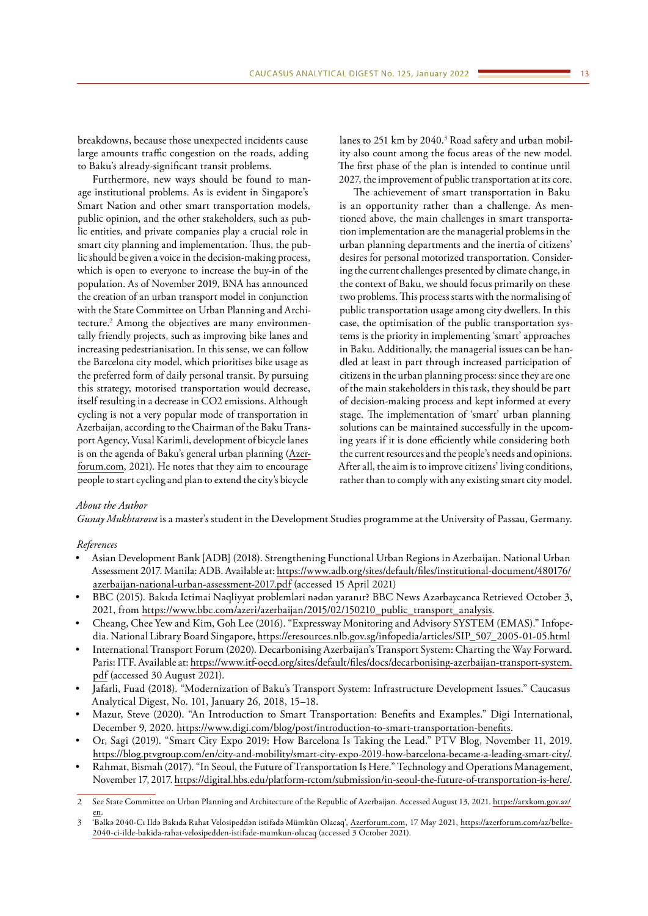breakdowns, because those unexpected incidents cause large amounts traffic congestion on the roads, adding to Baku's already-significant transit problems.

Furthermore, new ways should be found to manage institutional problems. As is evident in Singapore's Smart Nation and other smart transportation models, public opinion, and the other stakeholders, such as public entities, and private companies play a crucial role in smart city planning and implementation. Thus, the public should be given a voice in the decision-making process, which is open to everyone to increase the buy-in of the population. As of November 2019, BNA has announced the creation of an urban transport model in conjunction with the State Committee on Urban Planning and Architecture.[2] Among the objectives are many environmentally friendly projects, such as improving bike lanes and increasing pedestrianisation. In this sense, we can follow the Barcelona city model, which prioritises bike usage as the preferred form of daily personal transit. By pursuing this strategy, motorised transportation would decrease, itself resulting in a decrease in CO2 emissions. Although cycling is not a very popular mode of transportation in Azerbaijan, according to the Chairman of the Baku Transport Agency, Vusal Karimli, development of bicycle lanes is on the agenda of Baku's general urban planning (Azerforum.com, 2021). He notes that they aim to encourage people to start cycling and plan to extend the city's bicycle lanes to 251 km by 2040.[3] Road safety and urban mobility also count among the focus areas of the new model. The first phase of the plan is intended to continue until 2027, the improvement of public transportation at its core.

The achievement of smart transportation in Baku is an opportunity rather than a challenge. As mentioned above, the main challenges in smart transportation implementation are the managerial problems in the urban planning departments and the inertia of citizens' desires for personal motorized transportation. Considering the current challenges presented by climate change, in the context of Baku, we should focus primarily on these two problems. This process starts with the normalising of public transportation usage among city dwellers. In this case, the optimisation of the public transportation systems is the priority in implementing 'smart' approaches in Baku. Additionally, the managerial issues can be handled at least in part through increased participation of citizens in the urban planning process: since they are one of the main stakeholders in this task, they should be part of decision-making process and kept informed at every stage. The implementation of 'smart' urban planning solutions can be maintained successfully in the upcoming years if it is done efficiently while considering both the current resources and the people's needs and opinions. After all, the aim is to improve citizens' living conditions, rather than to comply with any existing smart city model.

*About the Author*

*Gunay Mukhtarova* is a master's student in the Development Studies programme at the University of Passau, Germany.

*References*

- Asian Development Bank [ADB] (2018). Strengthening Functional Urban Regions in Azerbaijan. National Urban Assessment 2017. Manila: ADB. Available at: https://www.adb.org/sites/default/files/institutional-document/480176/azerbaijan-national-urban-assessment-2017.pdf (accessed 15 April 2021)
- BBC (2015). Bakıda Ictimai Nəqliyyat problemləri nədən yaranır? BBC News Azərbaycanca Retrieved October 3, 2021, from https://www.bbc.com/azeri/azerbaijan/2015/02/150210_public_transport_analysis.
- Cheang, Chee Yew and Kim, Goh Lee (2016). "Expressway Monitoring and Advisory SYSTEM (EMAS)." Infopedia. National Library Board Singapore, https://eresources.nlb.gov.sg/infopedia/articles/SIP_507_2005-01-05.html
- International Transport Forum (2020). Decarbonising Azerbaijan's Transport System: Charting the Way Forward. Paris: ITF. Available at: https://www.itf-oecd.org/sites/default/files/docs/decarbonising-azerbaijan-transport-system.pdf (accessed 30 August 2021).
- Jafarli, Fuad (2018). "Modernization of Baku's Transport System: Infrastructure Development Issues." Caucasus Analytical Digest, No. 101, January 26, 2018, 15–18.
- Mazur, Steve (2020). "An Introduction to Smart Transportation: Benefits and Examples." Digi International, December 9, 2020. https://www.digi.com/blog/post/introduction-to-smart-transportation-benefits.
- Or, Sagi (2019). "Smart City Expo 2019: How Barcelona Is Taking the Lead." PTV Blog, November 11, 2019. https://blog.ptvgroup.com/en/city-and-mobility/smart-city-expo-2019-how-barcelona-became-a-leading-smart-city/.
- Rahmat, Bismah (2017). "In Seoul, the Future of Transportation Is Here." Technology and Operations Management, November 17, 2017. https://digital.hbs.edu/platform-rctom/submission/in-seoul-the-future-of-transportation-is-here/.

---

2 See State Committee on Urban Planning and Architecture of the Republic of Azerbaijan. Accessed August 13, 2021. https://arxkom.gov.az/en.

3 'Bəlkə 2040-Cı Ildə Bakıda Rahat Velosipeddən istifadə Mümkün Olacaq', Azerforum.com, 17 May 2021, https://azerforum.com/az/belke-2040-ci-ilde-bakida-rahat-velosipedden-istifade-mumkun-olacaq (accessed 3 October 2021).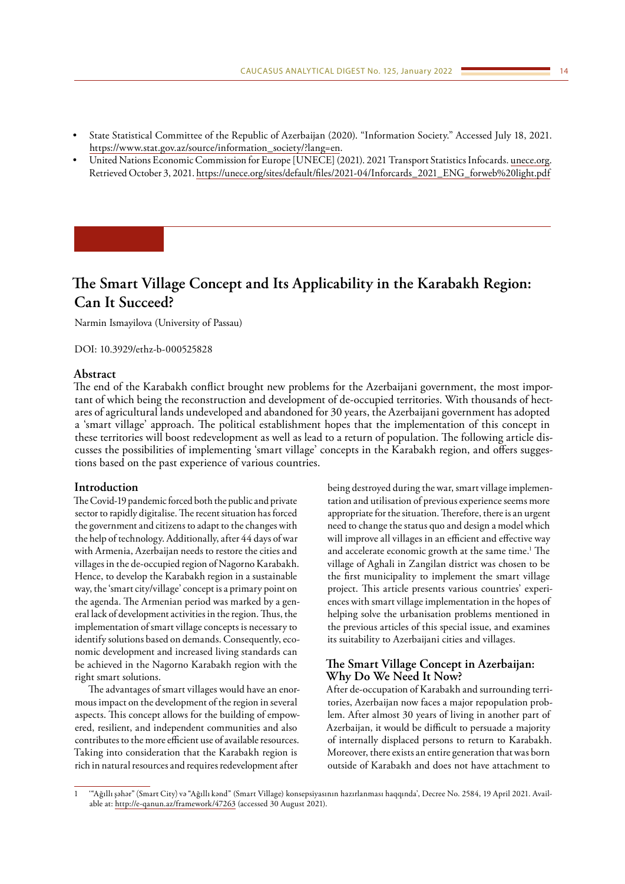- State Statistical Committee of the Republic of Azerbaijan (2020). "Information Society." Accessed July 18, 2021. https://www.stat.gov.az/source/information_society/?lang=en.
- United Nations Economic Commission for Europe [UNECE] (2021). 2021 Transport Statistics Infocards. unece.org. Retrieved October 3, 2021. https://unece.org/sites/default/files/2021-04/Inforcards_2021_ENG_forweb%20light.pdf

# The Smart Village Concept and Its Applicability in the Karabakh Region: Can It Succeed?

Narmin Ismayilova (University of Passau)

DOI: 10.3929/ethz-b-000525828

## Abstract

The end of the Karabakh conflict brought new problems for the Azerbaijani government, the most important of which being the reconstruction and development of de-occupied territories. With thousands of hectares of agricultural lands undeveloped and abandoned for 30 years, the Azerbaijani government has adopted a 'smart village' approach. The political establishment hopes that the implementation of this concept in these territories will boost redevelopment as well as lead to a return of population. The following article discusses the possibilities of implementing 'smart village' concepts in the Karabakh region, and offers suggestions based on the past experience of various countries.

## Introduction

The Covid-19 pandemic forced both the public and private sector to rapidly digitalise. The recent situation has forced the government and citizens to adapt to the changes with the help of technology. Additionally, after 44 days of war with Armenia, Azerbaijan needs to restore the cities and villages in the de-occupied region of Nagorno Karabakh. Hence, to develop the Karabakh region in a sustainable way, the 'smart city/village' concept is a primary point on the agenda. The Armenian period was marked by a general lack of development activities in the region. Thus, the implementation of smart village concepts is necessary to identify solutions based on demands. Consequently, economic development and increased living standards can be achieved in the Nagorno Karabakh region with the right smart solutions.

The advantages of smart villages would have an enormous impact on the development of the region in several aspects. This concept allows for the building of empowered, resilient, and independent communities and also contributes to the more efficient use of available resources. Taking into consideration that the Karabakh region is rich in natural resources and requires redevelopment after being destroyed during the war, smart village implementation and utilisation of previous experience seems more appropriate for the situation. Therefore, there is an urgent need to change the status quo and design a model which will improve all villages in an efficient and effective way and accelerate economic growth at the same time.[1] The village of Aghali in Zangilan district was chosen to be the first municipality to implement the smart village project. This article presents various countries' experiences with smart village implementation in the hopes of helping solve the urbanisation problems mentioned in the previous articles of this special issue, and examines its suitability to Azerbaijani cities and villages.

## The Smart Village Concept in Azerbaijan: Why Do We Need It Now?

After de-occupation of Karabakh and surrounding territories, Azerbaijan now faces a major repopulation problem. After almost 30 years of living in another part of Azerbaijan, it would be difficult to persuade a majority of internally displaced persons to return to Karabakh. Moreover, there exists an entire generation that was born outside of Karabakh and does not have attachment to

---

1 '"Ağıllı şəhər" (Smart City) və "Ağıllı kənd" (Smart Village) konsepsiyasının hazırlanması haqqında', Decree No. 2584, 19 April 2021. Available at: http://e-qanun.az/framework/47263 (accessed 30 August 2021).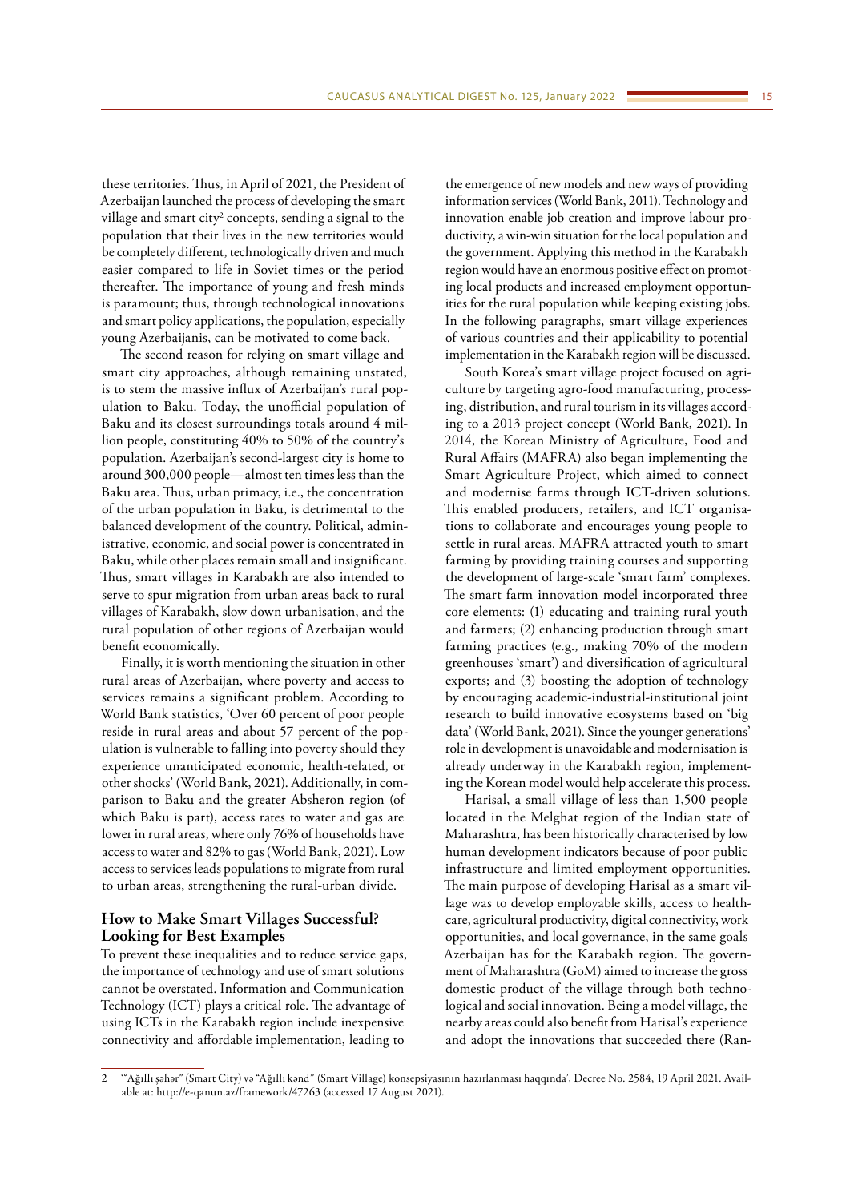these territories. Thus, in April of 2021, the President of Azerbaijan launched the process of developing the smart village and smart city[2] concepts, sending a signal to the population that their lives in the new territories would be completely different, technologically driven and much easier compared to life in Soviet times or the period thereafter. The importance of young and fresh minds is paramount; thus, through technological innovations and smart policy applications, the population, especially young Azerbaijanis, can be motivated to come back.

The second reason for relying on smart village and smart city approaches, although remaining unstated, is to stem the massive influx of Azerbaijan's rural population to Baku. Today, the unofficial population of Baku and its closest surroundings totals around 4 million people, constituting 40% to 50% of the country's population. Azerbaijan's second-largest city is home to around 300,000 people—almost ten times less than the Baku area. Thus, urban primacy, i.e., the concentration of the urban population in Baku, is detrimental to the balanced development of the country. Political, administrative, economic, and social power is concentrated in Baku, while other places remain small and insignificant. Thus, smart villages in Karabakh are also intended to serve to spur migration from urban areas back to rural villages of Karabakh, slow down urbanisation, and the rural population of other regions of Azerbaijan would benefit economically.

Finally, it is worth mentioning the situation in other rural areas of Azerbaijan, where poverty and access to services remains a significant problem. According to World Bank statistics, 'Over 60 percent of poor people reside in rural areas and about 57 percent of the population is vulnerable to falling into poverty should they experience unanticipated economic, health-related, or other shocks' (World Bank, 2021). Additionally, in comparison to Baku and the greater Absheron region (of which Baku is part), access rates to water and gas are lower in rural areas, where only 76% of households have access to water and 82% to gas (World Bank, 2021). Low access to services leads populations to migrate from rural to urban areas, strengthening the rural-urban divide.

## How to Make Smart Villages Successful? Looking for Best Examples

To prevent these inequalities and to reduce service gaps, the importance of technology and use of smart solutions cannot be overstated. Information and Communication Technology (ICT) plays a critical role. The advantage of using ICTs in the Karabakh region include inexpensive connectivity and affordable implementation, leading to the emergence of new models and new ways of providing information services (World Bank, 2011). Technology and innovation enable job creation and improve labour productivity, a win-win situation for the local population and the government. Applying this method in the Karabakh region would have an enormous positive effect on promoting local products and increased employment opportunities for the rural population while keeping existing jobs. In the following paragraphs, smart village experiences of various countries and their applicability to potential implementation in the Karabakh region will be discussed.

South Korea's smart village project focused on agriculture by targeting agro-food manufacturing, processing, distribution, and rural tourism in its villages according to a 2013 project concept (World Bank, 2021). In 2014, the Korean Ministry of Agriculture, Food and Rural Affairs (MAFRA) also began implementing the Smart Agriculture Project, which aimed to connect and modernise farms through ICT-driven solutions. This enabled producers, retailers, and ICT organisations to collaborate and encourages young people to settle in rural areas. MAFRA attracted youth to smart farming by providing training courses and supporting the development of large-scale 'smart farm' complexes. The smart farm innovation model incorporated three core elements: (1) educating and training rural youth and farmers; (2) enhancing production through smart farming practices (e.g., making 70% of the modern greenhouses 'smart') and diversification of agricultural exports; and (3) boosting the adoption of technology by encouraging academic-industrial-institutional joint research to build innovative ecosystems based on 'big data' (World Bank, 2021). Since the younger generations' role in development is unavoidable and modernisation is already underway in the Karabakh region, implementing the Korean model would help accelerate this process.

Harisal, a small village of less than 1,500 people located in the Melghat region of the Indian state of Maharashtra, has been historically characterised by low human development indicators because of poor public infrastructure and limited employment opportunities. The main purpose of developing Harisal as a smart village was to develop employable skills, access to healthcare, agricultural productivity, digital connectivity, work opportunities, and local governance, in the same goals Azerbaijan has for the Karabakh region. The government of Maharashtra (GoM) aimed to increase the gross domestic product of the village through both technological and social innovation. Being a model village, the nearby areas could also benefit from Harisal's experience and adopt the innovations that succeeded there (Ran-

---

2 '"Ağıllı şəhər" (Smart City) və "Ağıllı kənd" (Smart Village) konsepsiyasının hazırlanması haqqında', Decree No. 2584, 19 April 2021. Available at: http://e-qanun.az/framework/47263 (accessed 17 August 2021).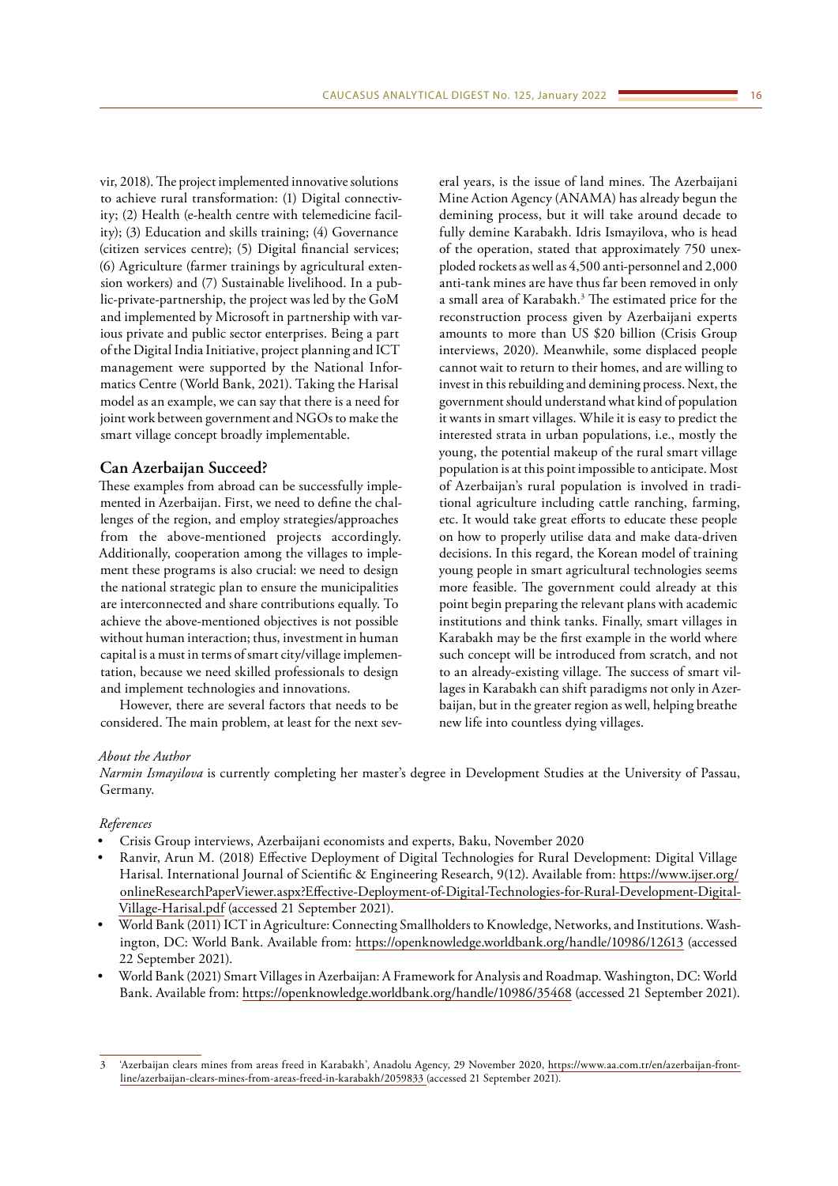vir, 2018). The project implemented innovative solutions to achieve rural transformation: (1) Digital connectivity; (2) Health (e-health centre with telemedicine facility); (3) Education and skills training; (4) Governance (citizen services centre); (5) Digital financial services; (6) Agriculture (farmer trainings by agricultural extension workers) and (7) Sustainable livelihood. In a public-private-partnership, the project was led by the GoM and implemented by Microsoft in partnership with various private and public sector enterprises. Being a part of the Digital India Initiative, project planning and ICT management were supported by the National Informatics Centre (World Bank, 2021). Taking the Harisal model as an example, we can say that there is a need for joint work between government and NGOs to make the smart village concept broadly implementable.

## Can Azerbaijan Succeed?

These examples from abroad can be successfully implemented in Azerbaijan. First, we need to define the challenges of the region, and employ strategies/approaches from the above-mentioned projects accordingly. Additionally, cooperation among the villages to implement these programs is also crucial: we need to design the national strategic plan to ensure the municipalities are interconnected and share contributions equally. To achieve the above-mentioned objectives is not possible without human interaction; thus, investment in human capital is a must in terms of smart city/village implementation, because we need skilled professionals to design and implement technologies and innovations.

However, there are several factors that needs to be considered. The main problem, at least for the next several years, is the issue of land mines. The Azerbaijani Mine Action Agency (ANAMA) has already begun the demining process, but it will take around decade to fully demine Karabakh. Idris Ismayilova, who is head of the operation, stated that approximately 750 unexploded rockets as well as 4,500 anti-personnel and 2,000 anti-tank mines are have thus far been removed in only a small area of Karabakh.[3] The estimated price for the reconstruction process given by Azerbaijani experts amounts to more than US $20 billion (Crisis Group interviews, 2020). Meanwhile, some displaced people cannot wait to return to their homes, and are willing to invest in this rebuilding and demining process. Next, the government should understand what kind of population it wants in smart villages. While it is easy to predict the interested strata in urban populations, i.e., mostly the young, the potential makeup of the rural smart village population is at this point impossible to anticipate. Most of Azerbaijan's rural population is involved in traditional agriculture including cattle ranching, farming, etc. It would take great efforts to educate these people on how to properly utilise data and make data-driven decisions. In this regard, the Korean model of training young people in smart agricultural technologies seems more feasible. The government could already at this point begin preparing the relevant plans with academic institutions and think tanks. Finally, smart villages in Karabakh may be the first example in the world where such concept will be introduced from scratch, and not to an already-existing village. The success of smart villages in Karabakh can shift paradigms not only in Azerbaijan, but in the greater region as well, helping breathe new life into countless dying villages.

*About the Author*

*Narmin Ismayilova* is currently completing her master's degree in Development Studies at the University of Passau, Germany.

*References*

- Crisis Group interviews, Azerbaijani economists and experts, Baku, November 2020
- Ranvir, Arun M. (2018) Effective Deployment of Digital Technologies for Rural Development: Digital Village Harisal. International Journal of Scientific & Engineering Research, 9(12). Available from: https://www.ijser.org/onlineResearchPaperViewer.aspx?Effective-Deployment-of-Digital-Technologies-for-Rural-Development-Digital-Village-Harisal.pdf (accessed 21 September 2021).
- World Bank (2011) ICT in Agriculture: Connecting Smallholders to Knowledge, Networks, and Institutions. Washington, DC: World Bank. Available from: https://openknowledge.worldbank.org/handle/10986/12613 (accessed 22 September 2021).
- World Bank (2021) Smart Villages in Azerbaijan: A Framework for Analysis and Roadmap. Washington, DC: World Bank. Available from: https://openknowledge.worldbank.org/handle/10986/35468 (accessed 21 September 2021).

---

3 'Azerbaijan clears mines from areas freed in Karabakh', Anadolu Agency, 29 November 2020, https://www.aa.com.tr/en/azerbaijan-front-line/azerbaijan-clears-mines-from-areas-freed-in-karabakh/2059833 (accessed 21 September 2021).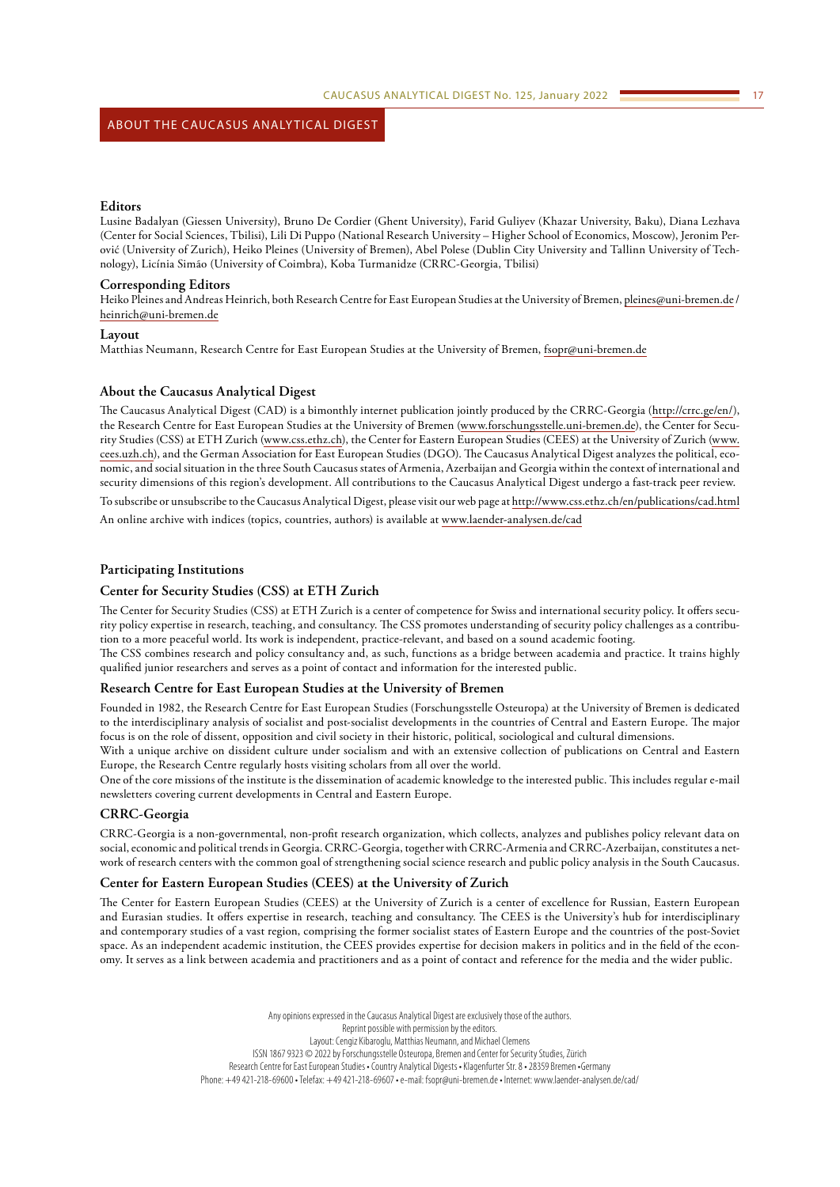# ABOUT THE CAUCASUS ANALYTICAL DIGEST

### Editors

Lusine Badalyan (Giessen University), Bruno De Cordier (Ghent University), Farid Guliyev (Khazar University, Baku), Diana Lezhava (Center for Social Sciences, Tbilisi), Lili Di Puppo (National Research University – Higher School of Economics, Moscow), Jeronim Perović (University of Zurich), Heiko Pleines (University of Bremen), Abel Polese (Dublin City University and Tallinn University of Technology), Licínia Simão (University of Coimbra), Koba Turmanidze (CRRC-Georgia, Tbilisi)

### Corresponding Editors

Heiko Pleines and Andreas Heinrich, both Research Centre for East European Studies at the University of Bremen, pleines@uni-bremen.de / heinrich@uni-bremen.de

### Layout

Matthias Neumann, Research Centre for East European Studies at the University of Bremen, fsopr@uni-bremen.de

### About the Caucasus Analytical Digest

The Caucasus Analytical Digest (CAD) is a bimonthly internet publication jointly produced by the CRRC-Georgia (http://crrc.ge/en/), the Research Centre for East European Studies at the University of Bremen (www.forschungsstelle.uni-bremen.de), the Center for Security Studies (CSS) at ETH Zurich (www.css.ethz.ch), the Center for Eastern European Studies (CEES) at the University of Zurich (www.cees.uzh.ch), and the German Association for East European Studies (DGO). The Caucasus Analytical Digest analyzes the political, economic, and social situation in the three South Caucasus states of Armenia, Azerbaijan and Georgia within the context of international and security dimensions of this region's development. All contributions to the Caucasus Analytical Digest undergo a fast-track peer review.

To subscribe or unsubscribe to the Caucasus Analytical Digest, please visit our web page at http://www.css.ethz.ch/en/publications/cad.html

An online archive with indices (topics, countries, authors) is available at www.laender-analysen.de/cad

### Participating Institutions

### Center for Security Studies (CSS) at ETH Zurich

The Center for Security Studies (CSS) at ETH Zurich is a center of competence for Swiss and international security policy. It offers security policy expertise in research, teaching, and consultancy. The CSS promotes understanding of security policy challenges as a contribution to a more peaceful world. Its work is independent, practice-relevant, and based on a sound academic footing.

The CSS combines research and policy consultancy and, as such, functions as a bridge between academia and practice. It trains highly qualified junior researchers and serves as a point of contact and information for the interested public.

### Research Centre for East European Studies at the University of Bremen

Founded in 1982, the Research Centre for East European Studies (Forschungsstelle Osteuropa) at the University of Bremen is dedicated to the interdisciplinary analysis of socialist and post-socialist developments in the countries of Central and Eastern Europe. The major focus is on the role of dissent, opposition and civil society in their historic, political, sociological and cultural dimensions.

With a unique archive on dissident culture under socialism and with an extensive collection of publications on Central and Eastern Europe, the Research Centre regularly hosts visiting scholars from all over the world.

One of the core missions of the institute is the dissemination of academic knowledge to the interested public. This includes regular e-mail newsletters covering current developments in Central and Eastern Europe.

### CRRC-Georgia

CRRC-Georgia is a non-governmental, non-profit research organization, which collects, analyzes and publishes policy relevant data on social, economic and political trends in Georgia. CRRC-Georgia, together with CRRC-Armenia and CRRC-Azerbaijan, constitutes a network of research centers with the common goal of strengthening social science research and public policy analysis in the South Caucasus.

### Center for Eastern European Studies (CEES) at the University of Zurich

The Center for Eastern European Studies (CEES) at the University of Zurich is a center of excellence for Russian, Eastern European and Eurasian studies. It offers expertise in research, teaching and consultancy. The CEES is the University's hub for interdisciplinary and contemporary studies of a vast region, comprising the former socialist states of Eastern Europe and the countries of the post-Soviet space. As an independent academic institution, the CEES provides expertise for decision makers in politics and in the field of the economy. It serves as a link between academia and practitioners and as a point of contact and reference for the media and the wider public.

Any opinions expressed in the Caucasus Analytical Digest are exclusively those of the authors.
Reprint possible with permission by the editors.
Layout: Cengiz Kibaroglu, Matthias Neumann, and Michael Clemens
ISSN 1867 9323 © 2022 by Forschungsstelle Osteuropa, Bremen and Center for Security Studies, Zürich
Research Centre for East European Studies • Country Analytical Digests • Klagenfurter Str. 8 • 28359 Bremen • Germany
Phone: +49 421-218-69600 • Telefax: +49 421-218-69607 • e-mail: fsopr@uni-bremen.de • Internet: www.laender-analysen.de/cad/